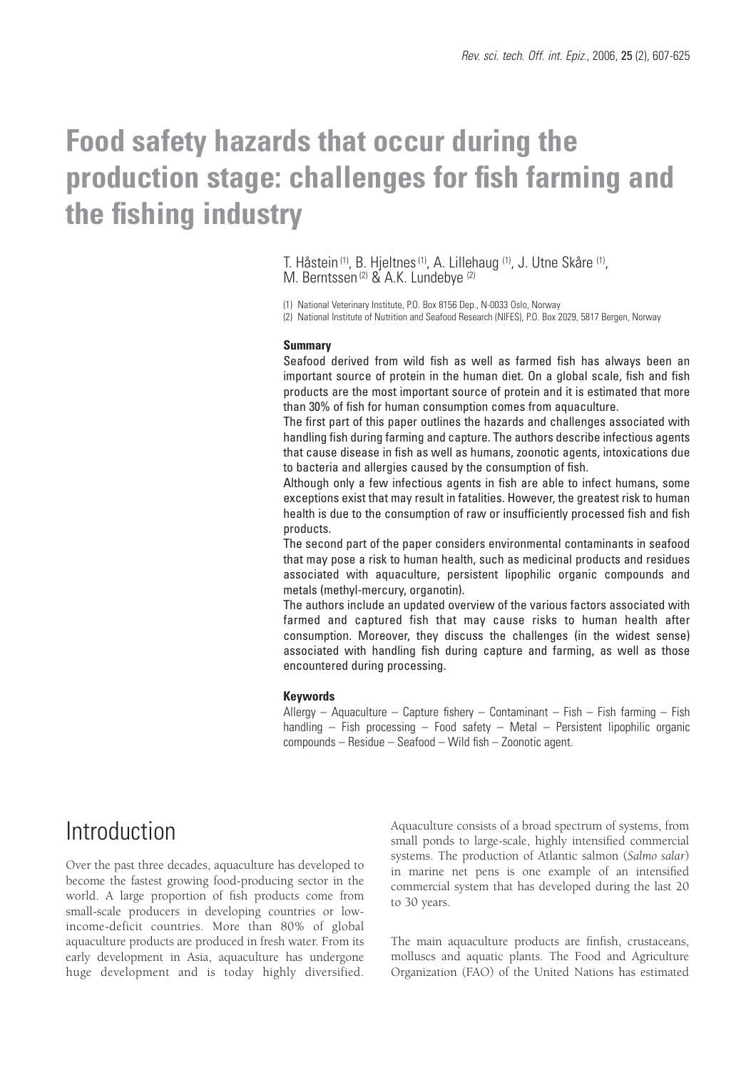# Food safety hazards that occur during the production stage: challenges for fish farming and the fishing industry

T. Håstein [1], B. Hjeltnes [1], A. Lillehaug [1], J. Utne Skåre [1], M. Berntssen [2] & A.K. Lundebye [2]

(1) National Veterinary Institute, P.O. Box 8156 Dep., N-0033 Oslo, Norway

(2) National Institute of Nutrition and Seafood Research (NIFES), P.O. Box 2029, 5817 Bergen, Norway

### Summary

Seafood derived from wild fish as well as farmed fish has always been an important source of protein in the human diet. On a global scale, fish and fish products are the most important source of protein and it is estimated that more than 30% of fish for human consumption comes from aquaculture.

The first part of this paper outlines the hazards and challenges associated with handling fish during farming and capture. The authors describe infectious agents that cause disease in fish as well as humans, zoonotic agents, intoxications due to bacteria and allergies caused by the consumption of fish.

Although only a few infectious agents in fish are able to infect humans, some exceptions exist that may result in fatalities. However, the greatest risk to human health is due to the consumption of raw or insufficiently processed fish and fish products.

The second part of the paper considers environmental contaminants in seafood that may pose a risk to human health, such as medicinal products and residues associated with aquaculture, persistent lipophilic organic compounds and metals (methyl-mercury, organotin).

The authors include an updated overview of the various factors associated with farmed and captured fish that may cause risks to human health after consumption. Moreover, they discuss the challenges (in the widest sense) associated with handling fish during capture and farming, as well as those encountered during processing.

### Keywords

Allergy – Aquaculture – Capture fishery – Contaminant – Fish – Fish farming – Fish handling – Fish processing – Food safety – Metal – Persistent lipophilic organic compounds – Residue – Seafood – Wild fish – Zoonotic agent.

## Introduction

Over the past three decades, aquaculture has developed to become the fastest growing food-producing sector in the world. A large proportion of fish products come from small-scale producers in developing countries or low-income-deficit countries. More than 80% of global aquaculture products are produced in fresh water. From its early development in Asia, aquaculture has undergone huge development and is today highly diversified. Aquaculture consists of a broad spectrum of systems, from small ponds to large-scale, highly intensified commercial systems. The production of Atlantic salmon (*Salmo salar*) in marine net pens is one example of an intensified commercial system that has developed during the last 20 to 30 years.

The main aquaculture products are finfish, crustaceans, molluscs and aquatic plants. The Food and Agriculture Organization (FAO) of the United Nations has estimated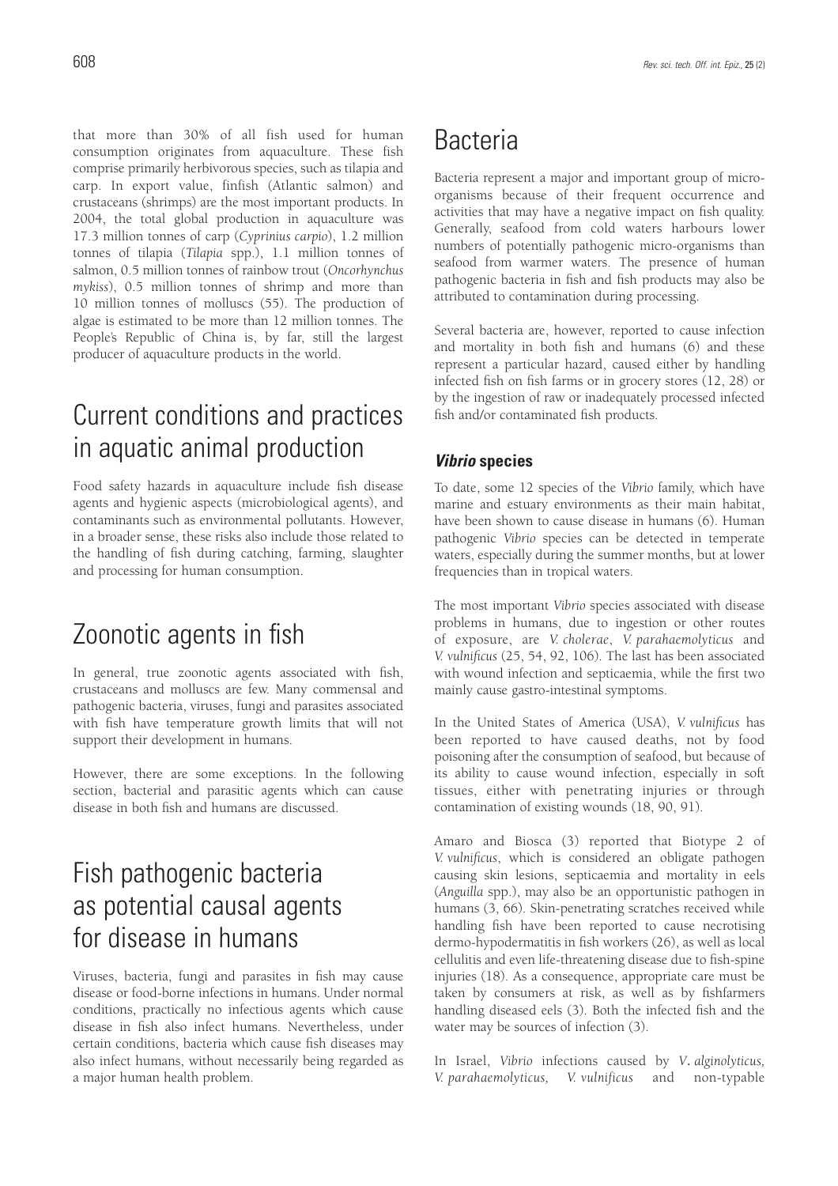that more than 30% of all fish used for human consumption originates from aquaculture. These fish comprise primarily herbivorous species, such as tilapia and carp. In export value, finfish (Atlantic salmon) and crustaceans (shrimps) are the most important products. In 2004, the total global production in aquaculture was 17.3 million tonnes of carp (*Cyprinius carpio*), 1.2 million tonnes of tilapia (*Tilapia* spp.), 1.1 million tonnes of salmon, 0.5 million tonnes of rainbow trout (*Oncorhynchus mykiss*), 0.5 million tonnes of shrimp and more than 10 million tonnes of molluscs (55). The production of algae is estimated to be more than 12 million tonnes. The People's Republic of China is, by far, still the largest producer of aquaculture products in the world.

# Current conditions and practices in aquatic animal production

Food safety hazards in aquaculture include fish disease agents and hygienic aspects (microbiological agents), and contaminants such as environmental pollutants. However, in a broader sense, these risks also include those related to the handling of fish during catching, farming, slaughter and processing for human consumption.

# Zoonotic agents in fish

In general, true zoonotic agents associated with fish, crustaceans and molluscs are few. Many commensal and pathogenic bacteria, viruses, fungi and parasites associated with fish have temperature growth limits that will not support their development in humans.

However, there are some exceptions. In the following section, bacterial and parasitic agents which can cause disease in both fish and humans are discussed.

# Fish pathogenic bacteria as potential causal agents for disease in humans

Viruses, bacteria, fungi and parasites in fish may cause disease or food-borne infections in humans. Under normal conditions, practically no infectious agents which cause disease in fish also infect humans. Nevertheless, under certain conditions, bacteria which cause fish diseases may also infect humans, without necessarily being regarded as a major human health problem.

# Bacteria

Bacteria represent a major and important group of micro-organisms because of their frequent occurrence and activities that may have a negative impact on fish quality. Generally, seafood from cold waters harbours lower numbers of potentially pathogenic micro-organisms than seafood from warmer waters. The presence of human pathogenic bacteria in fish and fish products may also be attributed to contamination during processing.

Several bacteria are, however, reported to cause infection and mortality in both fish and humans (6) and these represent a particular hazard, caused either by handling infected fish on fish farms or in grocery stores (12, 28) or by the ingestion of raw or inadequately processed infected fish and/or contaminated fish products.

### *Vibrio* species

To date, some 12 species of the *Vibrio* family, which have marine and estuary environments as their main habitat, have been shown to cause disease in humans (6). Human pathogenic *Vibrio* species can be detected in temperate waters, especially during the summer months, but at lower frequencies than in tropical waters.

The most important *Vibrio* species associated with disease problems in humans, due to ingestion or other routes of exposure, are *V. cholerae*, *V. parahaemolyticus* and *V. vulnificus* (25, 54, 92, 106). The last has been associated with wound infection and septicaemia, while the first two mainly cause gastro-intestinal symptoms.

In the United States of America (USA), *V. vulnificus* has been reported to have caused deaths, not by food poisoning after the consumption of seafood, but because of its ability to cause wound infection, especially in soft tissues, either with penetrating injuries or through contamination of existing wounds (18, 90, 91).

Amaro and Biosca (3) reported that Biotype 2 of *V. vulnificus*, which is considered an obligate pathogen causing skin lesions, septicaemia and mortality in eels (*Anguilla* spp.), may also be an opportunistic pathogen in humans (3, 66). Skin-penetrating scratches received while handling fish have been reported to cause necrotising dermo-hypodermatitis in fish workers (26), as well as local cellulitis and even life-threatening disease due to fish-spine injuries (18). As a consequence, appropriate care must be taken by consumers at risk, as well as by fishfarmers handling diseased eels (3). Both the infected fish and the water may be sources of infection (3).

In Israel, *Vibrio* infections caused by *V. alginolyticus, V. parahaemolyticus, V. vulnificus* and non-typable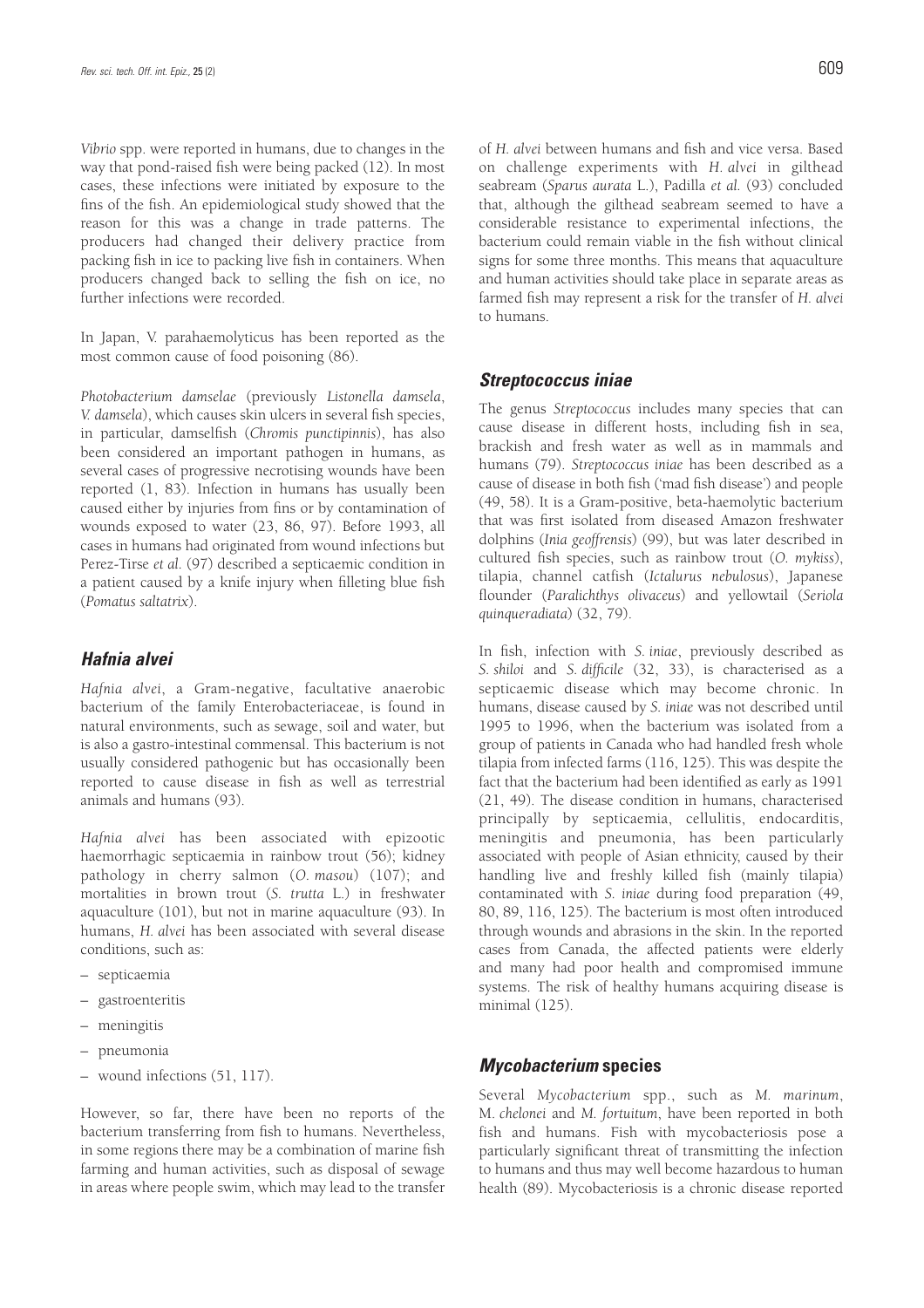*Vibrio* spp. were reported in humans, due to changes in the way that pond-raised fish were being packed (12). In most cases, these infections were initiated by exposure to the fins of the fish. An epidemiological study showed that the reason for this was a change in trade patterns. The producers had changed their delivery practice from packing fish in ice to packing live fish in containers. When producers changed back to selling the fish on ice, no further infections were recorded.

In Japan, V. parahaemolyticus has been reported as the most common cause of food poisoning (86).

*Photobacterium damselae* (previously *Listonella damsela*, *V. damsela*), which causes skin ulcers in several fish species, in particular, damselfish (*Chromis punctipinnis*), has also been considered an important pathogen in humans, as several cases of progressive necrotising wounds have been reported (1, 83). Infection in humans has usually been caused either by injuries from fins or by contamination of wounds exposed to water (23, 86, 97). Before 1993, all cases in humans had originated from wound infections but Perez-Tirse *et al.* (97) described a septicaemic condition in a patient caused by a knife injury when filleting blue fish (*Pomatus saltatrix*).

## *Hafnia alvei*

*Hafnia alvei*, a Gram-negative, facultative anaerobic bacterium of the family Enterobacteriaceae, is found in natural environments, such as sewage, soil and water, but is also a gastro-intestinal commensal. This bacterium is not usually considered pathogenic but has occasionally been reported to cause disease in fish as well as terrestrial animals and humans (93).

*Hafnia alvei* has been associated with epizootic haemorrhagic septicaemia in rainbow trout (56); kidney pathology in cherry salmon (*O. masou*) (107); and mortalities in brown trout (*S. trutta* L.) in freshwater aquaculture (101), but not in marine aquaculture (93). In humans, *H. alvei* has been associated with several disease conditions, such as:

- septicaemia
- gastroenteritis
- meningitis
- pneumonia
- wound infections (51, 117).

However, so far, there have been no reports of the bacterium transferring from fish to humans. Nevertheless, in some regions there may be a combination of marine fish farming and human activities, such as disposal of sewage in areas where people swim, which may lead to the transfer of *H. alvei* between humans and fish and vice versa. Based on challenge experiments with *H. alvei* in gilthead seabream (*Sparus aurata* L.), Padilla *et al.* (93) concluded that, although the gilthead seabream seemed to have a considerable resistance to experimental infections, the bacterium could remain viable in the fish without clinical signs for some three months. This means that aquaculture and human activities should take place in separate areas as farmed fish may represent a risk for the transfer of *H. alvei* to humans.

## *Streptococcus iniae*

The genus *Streptococcus* includes many species that can cause disease in different hosts, including fish in sea, brackish and fresh water as well as in mammals and humans (79). *Streptococcus iniae* has been described as a cause of disease in both fish ('mad fish disease') and people (49, 58). It is a Gram-positive, beta-haemolytic bacterium that was first isolated from diseased Amazon freshwater dolphins (*Inia geoffrensis*) (99), but was later described in cultured fish species, such as rainbow trout (*O. mykiss*), tilapia, channel catfish (*Ictalurus nebulosus*), Japanese flounder (*Paralichthys olivaceus*) and yellowtail (*Seriola quinqueradiata*) (32, 79).

In fish, infection with *S. iniae*, previously described as *S. shiloi* and *S. difficile* (32, 33), is characterised as a septicaemic disease which may become chronic. In humans, disease caused by *S. iniae* was not described until 1995 to 1996, when the bacterium was isolated from a group of patients in Canada who had handled fresh whole tilapia from infected farms (116, 125). This was despite the fact that the bacterium had been identified as early as 1991 (21, 49). The disease condition in humans, characterised principally by septicaemia, cellulitis, endocarditis, meningitis and pneumonia, has been particularly associated with people of Asian ethnicity, caused by their handling live and freshly killed fish (mainly tilapia) contaminated with *S. iniae* during food preparation (49, 80, 89, 116, 125). The bacterium is most often introduced through wounds and abrasions in the skin. In the reported cases from Canada, the affected patients were elderly and many had poor health and compromised immune systems. The risk of healthy humans acquiring disease is minimal (125).

## *Mycobacterium* species

Several *Mycobacterium* spp., such as *M. marinum*, M. *chelonei* and *M. fortuitum*, have been reported in both fish and humans. Fish with mycobacteriosis pose a particularly significant threat of transmitting the infection to humans and thus may well become hazardous to human health (89). Mycobacteriosis is a chronic disease reported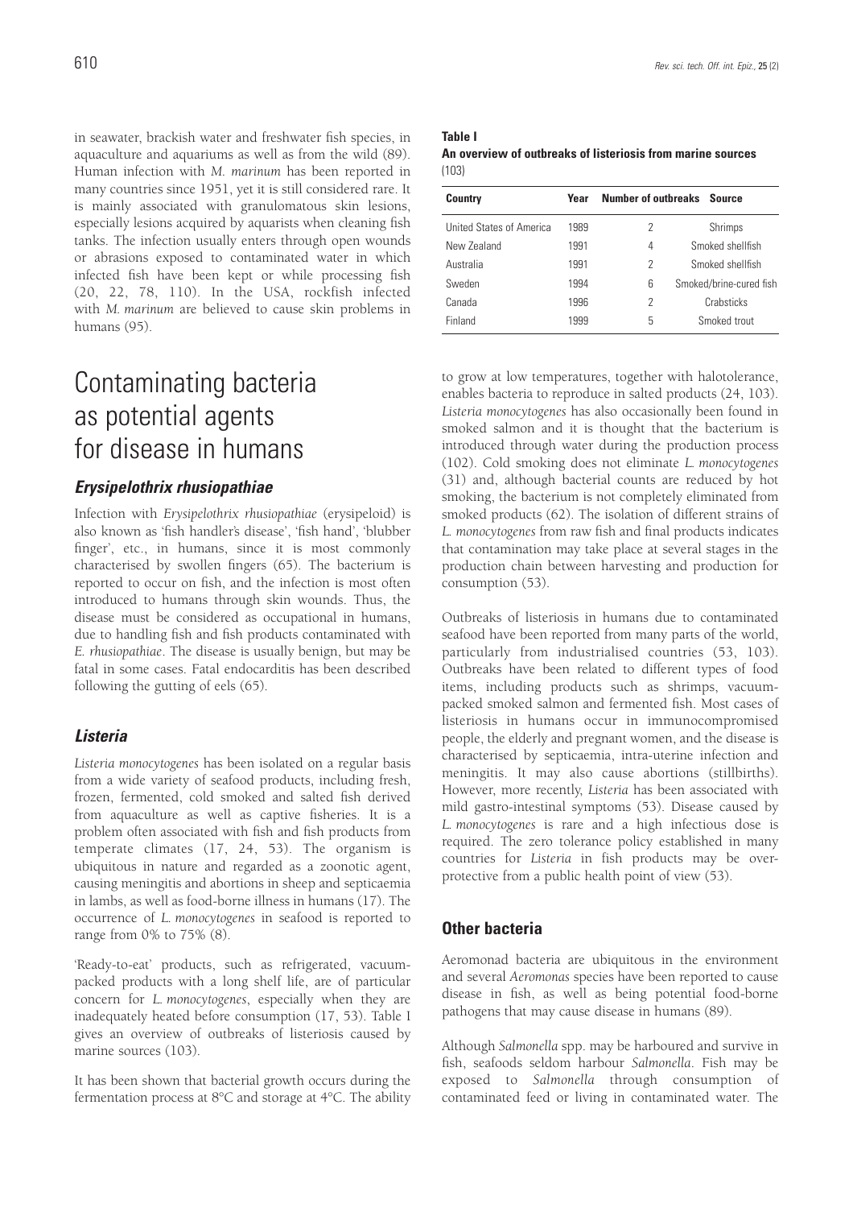in seawater, brackish water and freshwater fish species, in aquaculture and aquariums as well as from the wild (89). Human infection with *M. marinum* has been reported in many countries since 1951, yet it is still considered rare. It is mainly associated with granulomatous skin lesions, especially lesions acquired by aquarists when cleaning fish tanks. The infection usually enters through open wounds or abrasions exposed to contaminated water in which infected fish have been kept or while processing fish (20, 22, 78, 110). In the USA, rockfish infected with *M. marinum* are believed to cause skin problems in humans (95).

# Contaminating bacteria as potential agents for disease in humans

### *Erysipelothrix rhusiopathiae*

Infection with *Erysipelothrix rhusiopathiae* (erysipeloid) is also known as 'fish handler's disease', 'fish hand', 'blubber finger', etc., in humans, since it is most commonly characterised by swollen fingers (65). The bacterium is reported to occur on fish, and the infection is most often introduced to humans through skin wounds. Thus, the disease must be considered as occupational in humans, due to handling fish and fish products contaminated with *E. rhusiopathiae*. The disease is usually benign, but may be fatal in some cases. Fatal endocarditis has been described following the gutting of eels (65).

### *Listeria*

*Listeria monocytogenes* has been isolated on a regular basis from a wide variety of seafood products, including fresh, frozen, fermented, cold smoked and salted fish derived from aquaculture as well as captive fisheries. It is a problem often associated with fish and fish products from temperate climates (17, 24, 53). The organism is ubiquitous in nature and regarded as a zoonotic agent, causing meningitis and abortions in sheep and septicaemia in lambs, as well as food-borne illness in humans (17). The occurrence of *L. monocytogenes* in seafood is reported to range from 0% to 75% (8).

'Ready-to-eat' products, such as refrigerated, vacuum-packed products with a long shelf life, are of particular concern for *L. monocytogenes*, especially when they are inadequately heated before consumption (17, 53). Table I gives an overview of outbreaks of listeriosis caused by marine sources (103).

**Table I**
**An overview of outbreaks of listeriosis from marine sources** (103)

| Country | Year | Number of outbreaks | Source |
|---|---|---|---|
| United States of America | 1989 | 2 | Shrimps |
| New Zealand | 1991 | 4 | Smoked shellfish |
| Australia | 1991 | 2 | Smoked shellfish |
| Sweden | 1994 | 6 | Smoked/brine-cured fish |
| Canada | 1996 | 2 | Crabsticks |
| Finland | 1999 | 5 | Smoked trout |

It has been shown that bacterial growth occurs during the fermentation process at 8°C and storage at 4°C. The ability to grow at low temperatures, together with halotolerance, enables bacteria to reproduce in salted products (24, 103). *Listeria monocytogenes* has also occasionally been found in smoked salmon and it is thought that the bacterium is introduced through water during the production process (102). Cold smoking does not eliminate *L. monocytogenes* (31) and, although bacterial counts are reduced by hot smoking, the bacterium is not completely eliminated from smoked products (62). The isolation of different strains of *L. monocytogenes* from raw fish and final products indicates that contamination may take place at several stages in the production chain between harvesting and production for consumption (53).

Outbreaks of listeriosis in humans due to contaminated seafood have been reported from many parts of the world, particularly from industrialised countries (53, 103). Outbreaks have been related to different types of food items, including products such as shrimps, vacuum-packed smoked salmon and fermented fish. Most cases of listeriosis in humans occur in immunocompromised people, the elderly and pregnant women, and the disease is characterised by septicaemia, intra-uterine infection and meningitis. It may also cause abortions (stillbirths). However, more recently, *Listeria* has been associated with mild gastro-intestinal symptoms (53). Disease caused by *L. monocytogenes* is rare and a high infectious dose is required. The zero tolerance policy established in many countries for *Listeria* in fish products may be over-protective from a public health point of view (53).

### Other bacteria

Aeromonad bacteria are ubiquitous in the environment and several *Aeromonas* species have been reported to cause disease in fish, as well as being potential food-borne pathogens that may cause disease in humans (89).

Although *Salmonella* spp. may be harboured and survive in fish, seafoods seldom harbour *Salmonella*. Fish may be exposed to *Salmonella* through consumption of contaminated feed or living in contaminated water. The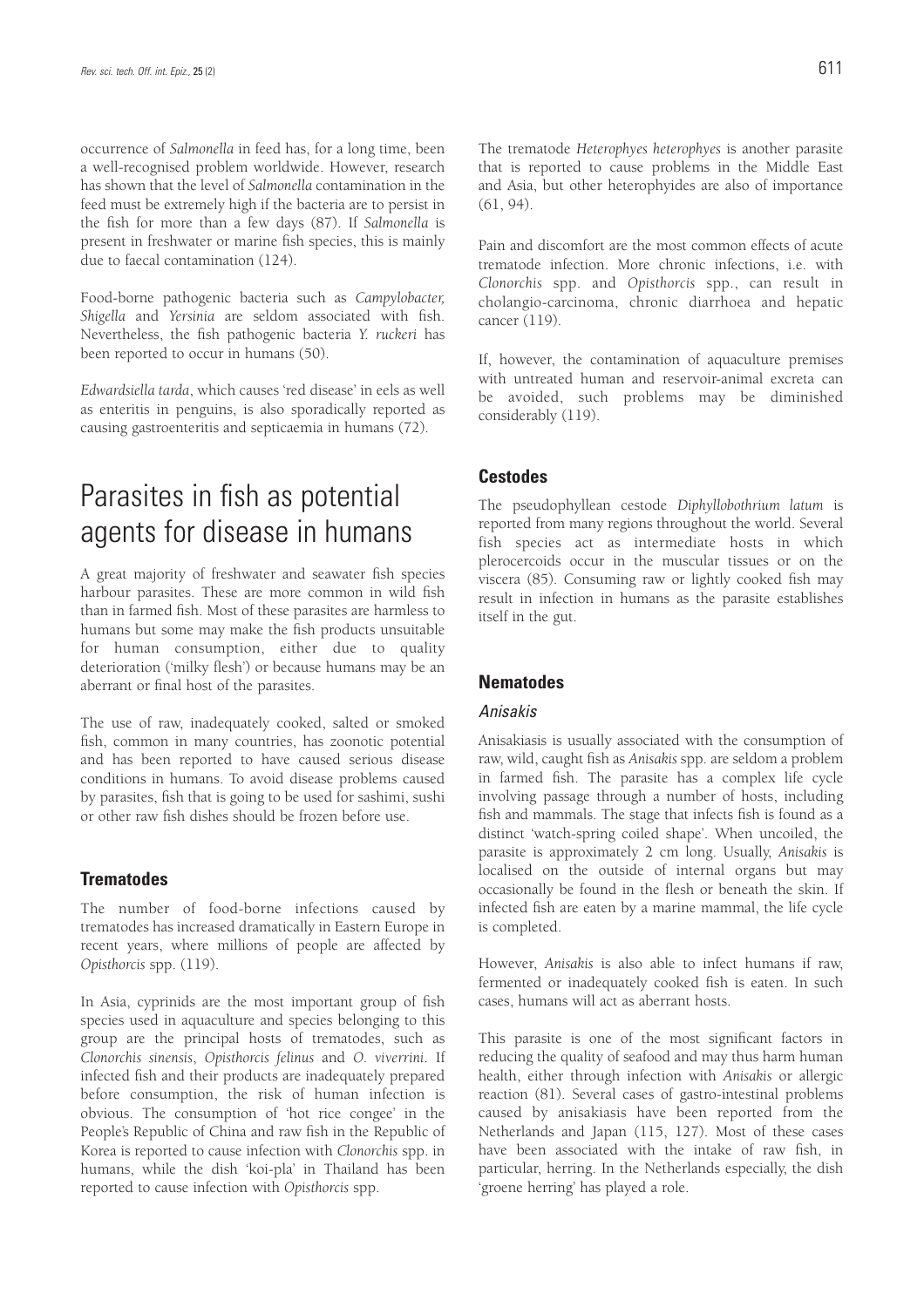occurrence of *Salmonella* in feed has, for a long time, been a well-recognised problem worldwide. However, research has shown that the level of *Salmonella* contamination in the feed must be extremely high if the bacteria are to persist in the fish for more than a few days (87). If *Salmonella* is present in freshwater or marine fish species, this is mainly due to faecal contamination (124).

Food-borne pathogenic bacteria such as *Campylobacter, Shigella* and *Yersinia* are seldom associated with fish. Nevertheless, the fish pathogenic bacteria *Y. ruckeri* has been reported to occur in humans (50).

*Edwardsiella tarda*, which causes 'red disease' in eels as well as enteritis in penguins, is also sporadically reported as causing gastroenteritis and septicaemia in humans (72).

# Parasites in fish as potential agents for disease in humans

A great majority of freshwater and seawater fish species harbour parasites. These are more common in wild fish than in farmed fish. Most of these parasites are harmless to humans but some may make the fish products unsuitable for human consumption, either due to quality deterioration ('milky flesh') or because humans may be an aberrant or final host of the parasites.

The use of raw, inadequately cooked, salted or smoked fish, common in many countries, has zoonotic potential and has been reported to have caused serious disease conditions in humans. To avoid disease problems caused by parasites, fish that is going to be used for sashimi, sushi or other raw fish dishes should be frozen before use.

## Trematodes

The number of food-borne infections caused by trematodes has increased dramatically in Eastern Europe in recent years, where millions of people are affected by *Opisthorcis* spp. (119).

In Asia, cyprinids are the most important group of fish species used in aquaculture and species belonging to this group are the principal hosts of trematodes, such as *Clonorchis sinensis*, *Opisthorcis felinus* and *O. viverrini*. If infected fish and their products are inadequately prepared before consumption, the risk of human infection is obvious. The consumption of 'hot rice congee' in the People's Republic of China and raw fish in the Republic of Korea is reported to cause infection with *Clonorchis* spp. in humans, while the dish 'koi-pla' in Thailand has been reported to cause infection with *Opisthorcis* spp.

The trematode *Heterophyes heterophyes* is another parasite that is reported to cause problems in the Middle East and Asia, but other heterophyides are also of importance (61, 94).

Pain and discomfort are the most common effects of acute trematode infection. More chronic infections, i.e. with *Clonorchis* spp. and *Opisthorcis* spp., can result in cholangio-carcinoma, chronic diarrhoea and hepatic cancer (119).

If, however, the contamination of aquaculture premises with untreated human and reservoir-animal excreta can be avoided, such problems may be diminished considerably (119).

## Cestodes

The pseudophyllean cestode *Diphyllobothrium latum* is reported from many regions throughout the world. Several fish species act as intermediate hosts in which plerocercoids occur in the muscular tissues or on the viscera (85). Consuming raw or lightly cooked fish may result in infection in humans as the parasite establishes itself in the gut.

## Nematodes

### *Anisakis*

Anisakiasis is usually associated with the consumption of raw, wild, caught fish as *Anisakis* spp. are seldom a problem in farmed fish. The parasite has a complex life cycle involving passage through a number of hosts, including fish and mammals. The stage that infects fish is found as a distinct 'watch-spring coiled shape'. When uncoiled, the parasite is approximately 2 cm long. Usually, *Anisakis* is localised on the outside of internal organs but may occasionally be found in the flesh or beneath the skin. If infected fish are eaten by a marine mammal, the life cycle is completed.

However, *Anisakis* is also able to infect humans if raw, fermented or inadequately cooked fish is eaten. In such cases, humans will act as aberrant hosts.

This parasite is one of the most significant factors in reducing the quality of seafood and may thus harm human health, either through infection with *Anisakis* or allergic reaction (81). Several cases of gastro-intestinal problems caused by anisakiasis have been reported from the Netherlands and Japan (115, 127). Most of these cases have been associated with the intake of raw fish, in particular, herring. In the Netherlands especially, the dish 'groene herring' has played a role.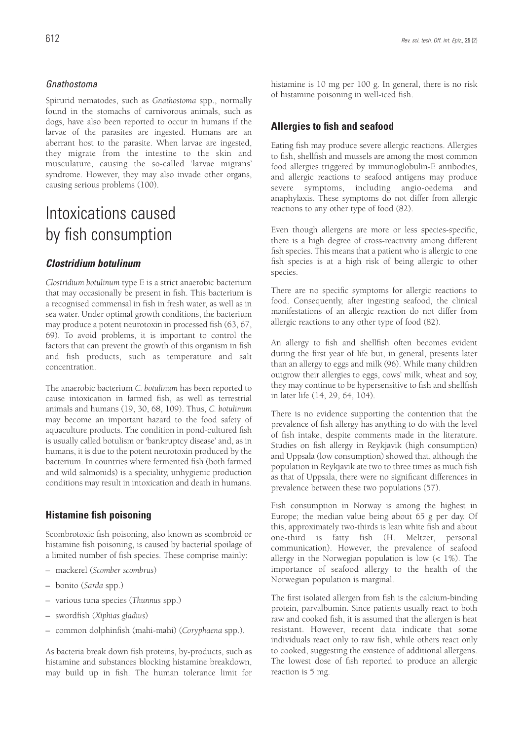### *Gnathostoma*

Spirurid nematodes, such as *Gnathostoma* spp., normally found in the stomachs of carnivorous animals, such as dogs, have also been reported to occur in humans if the larvae of the parasites are ingested. Humans are an aberrant host to the parasite. When larvae are ingested, they migrate from the intestine to the skin and musculature, causing the so-called 'larvae migrans' syndrome. However, they may also invade other organs, causing serious problems (100).

# Intoxications caused by fish consumption

## ***Clostridium botulinum***

*Clostridium botulinum* type E is a strict anaerobic bacterium that may occasionally be present in fish. This bacterium is a recognised commensal in fish in fresh water, as well as in sea water. Under optimal growth conditions, the bacterium may produce a potent neurotoxin in processed fish (63, 67, 69). To avoid problems, it is important to control the factors that can prevent the growth of this organism in fish and fish products, such as temperature and salt concentration.

The anaerobic bacterium *C. botulinum* has been reported to cause intoxication in farmed fish, as well as terrestrial animals and humans (19, 30, 68, 109). Thus, *C. botulinum* may become an important hazard to the food safety of aquaculture products. The condition in pond-cultured fish is usually called botulism or 'bankruptcy disease' and, as in humans, it is due to the potent neurotoxin produced by the bacterium. In countries where fermented fish (both farmed and wild salmonids) is a speciality, unhygienic production conditions may result in intoxication and death in humans.

## **Histamine fish poisoning**

Scombrotoxic fish poisoning, also known as scombroid or histamine fish poisoning, is caused by bacterial spoilage of a limited number of fish species. These comprise mainly:

– mackerel (*Scomber scombrus*)

– bonito (*Sarda* spp.)

– various tuna species (*Thunnus* spp.)

– swordfish (*Xiphias gladius*)

– common dolphinfish (mahi-mahi) (*Coryphaena* spp.).

As bacteria break down fish proteins, by-products, such as histamine and substances blocking histamine breakdown, may build up in fish. The human tolerance limit for histamine is 10 mg per 100 g. In general, there is no risk of histamine poisoning in well-iced fish.

## **Allergies to fish and seafood**

Eating fish may produce severe allergic reactions. Allergies to fish, shellfish and mussels are among the most common food allergies triggered by immunoglobulin-E antibodies, and allergic reactions to seafood antigens may produce severe symptoms, including angio-oedema and anaphylaxis. These symptoms do not differ from allergic reactions to any other type of food (82).

Even though allergens are more or less species-specific, there is a high degree of cross-reactivity among different fish species. This means that a patient who is allergic to one fish species is at a high risk of being allergic to other species.

There are no specific symptoms for allergic reactions to food. Consequently, after ingesting seafood, the clinical manifestations of an allergic reaction do not differ from allergic reactions to any other type of food (82).

An allergy to fish and shellfish often becomes evident during the first year of life but, in general, presents later than an allergy to eggs and milk (96). While many children outgrow their allergies to eggs, cows' milk, wheat and soy, they may continue to be hypersensitive to fish and shellfish in later life (14, 29, 64, 104).

There is no evidence supporting the contention that the prevalence of fish allergy has anything to do with the level of fish intake, despite comments made in the literature. Studies on fish allergy in Reykjavik (high consumption) and Uppsala (low consumption) showed that, although the population in Reykjavik ate two to three times as much fish as that of Uppsala, there were no significant differences in prevalence between these two populations (57).

Fish consumption in Norway is among the highest in Europe; the median value being about 65 g per day. Of this, approximately two-thirds is lean white fish and about one-third is fatty fish (H. Meltzer, personal communication). However, the prevalence of seafood allergy in the Norwegian population is low (< 1%). The importance of seafood allergy to the health of the Norwegian population is marginal.

The first isolated allergen from fish is the calcium-binding protein, parvalbumin. Since patients usually react to both raw and cooked fish, it is assumed that the allergen is heat resistant. However, recent data indicate that some individuals react only to raw fish, while others react only to cooked, suggesting the existence of additional allergens. The lowest dose of fish reported to produce an allergic reaction is 5 mg.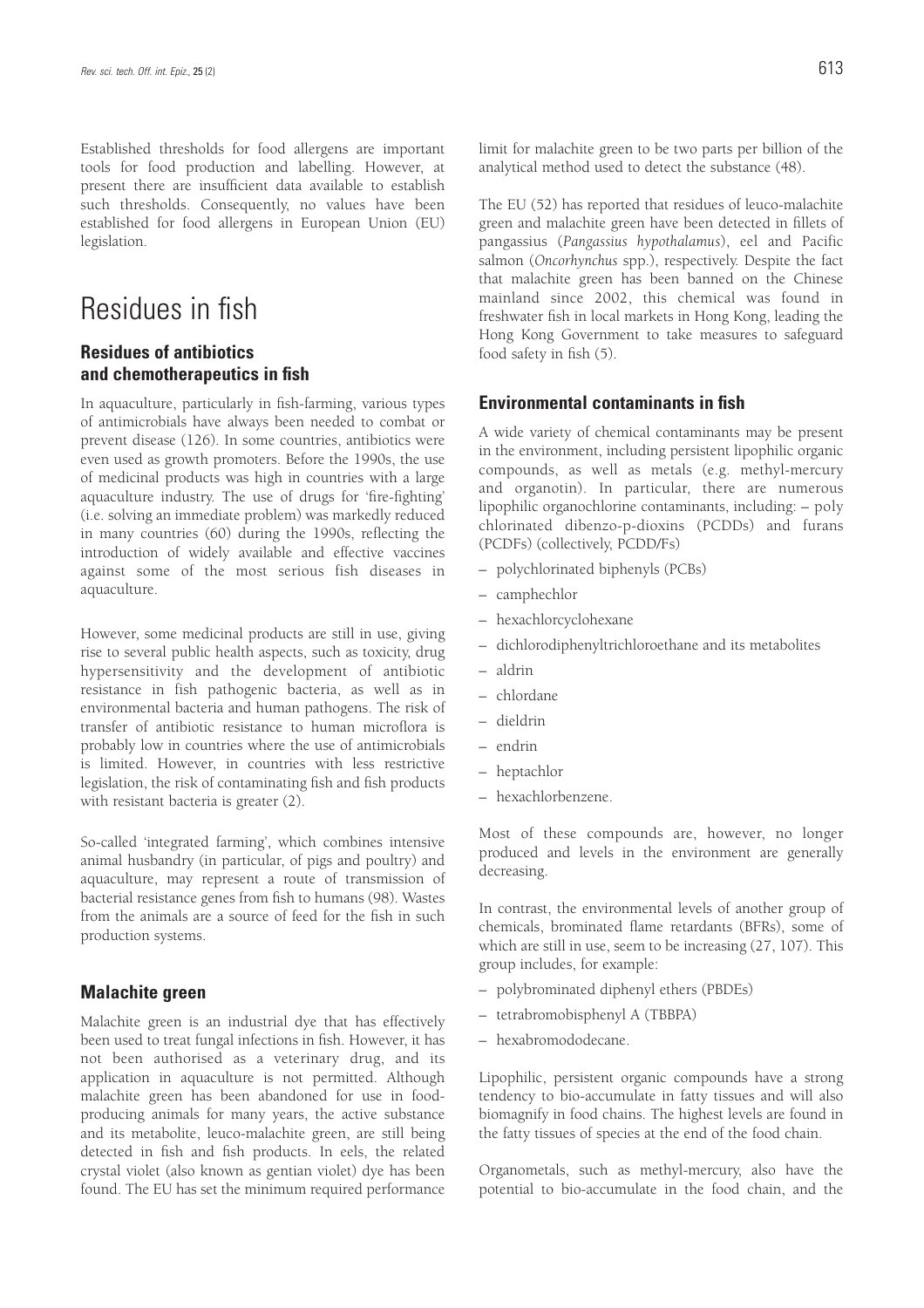Established thresholds for food allergens are important tools for food production and labelling. However, at present there are insufficient data available to establish such thresholds. Consequently, no values have been established for food allergens in European Union (EU) legislation.

# Residues in fish

## Residues of antibiotics and chemotherapeutics in fish

In aquaculture, particularly in fish-farming, various types of antimicrobials have always been needed to combat or prevent disease (126). In some countries, antibiotics were even used as growth promoters. Before the 1990s, the use of medicinal products was high in countries with a large aquaculture industry. The use of drugs for 'fire-fighting' (i.e. solving an immediate problem) was markedly reduced in many countries (60) during the 1990s, reflecting the introduction of widely available and effective vaccines against some of the most serious fish diseases in aquaculture.

However, some medicinal products are still in use, giving rise to several public health aspects, such as toxicity, drug hypersensitivity and the development of antibiotic resistance in fish pathogenic bacteria, as well as in environmental bacteria and human pathogens. The risk of transfer of antibiotic resistance to human microflora is probably low in countries where the use of antimicrobials is limited. However, in countries with less restrictive legislation, the risk of contaminating fish and fish products with resistant bacteria is greater (2).

So-called 'integrated farming', which combines intensive animal husbandry (in particular, of pigs and poultry) and aquaculture, may represent a route of transmission of bacterial resistance genes from fish to humans (98). Wastes from the animals are a source of feed for the fish in such production systems.

## Malachite green

Malachite green is an industrial dye that has effectively been used to treat fungal infections in fish. However, it has not been authorised as a veterinary drug, and its application in aquaculture is not permitted. Although malachite green has been abandoned for use in food-producing animals for many years, the active substance and its metabolite, leuco-malachite green, are still being detected in fish and fish products. In eels, the related crystal violet (also known as gentian violet) dye has been found. The EU has set the minimum required performance limit for malachite green to be two parts per billion of the analytical method used to detect the substance (48).

The EU (52) has reported that residues of leuco-malachite green and malachite green have been detected in fillets of pangassius (*Pangassius hypothalamus*), eel and Pacific salmon (*Oncorhynchus* spp.), respectively. Despite the fact that malachite green has been banned on the Chinese mainland since 2002, this chemical was found in freshwater fish in local markets in Hong Kong, leading the Hong Kong Government to take measures to safeguard food safety in fish (5).

## Environmental contaminants in fish

A wide variety of chemical contaminants may be present in the environment, including persistent lipophilic organic compounds, as well as metals (e.g. methyl-mercury and organotin). In particular, there are numerous lipophilic organochlorine contaminants, including: – poly chlorinated dibenzo-p-dioxins (PCDDs) and furans (PCDFs) (collectively, PCDD/Fs)

- polychlorinated biphenyls (PCBs)
- camphechlor
- hexachlorcyclohexane
- dichlorodiphenyltrichloroethane and its metabolites
- aldrin
- chlordane
- dieldrin
- endrin
- heptachlor
- hexachlorbenzene.

Most of these compounds are, however, no longer produced and levels in the environment are generally decreasing.

In contrast, the environmental levels of another group of chemicals, brominated flame retardants (BFRs), some of which are still in use, seem to be increasing (27, 107). This group includes, for example:

- polybrominated diphenyl ethers (PBDEs)
- tetrabromobisphenyl A (TBBPA)
- hexabromododecane.

Lipophilic, persistent organic compounds have a strong tendency to bio-accumulate in fatty tissues and will also biomagnify in food chains. The highest levels are found in the fatty tissues of species at the end of the food chain.

Organometals, such as methyl-mercury, also have the potential to bio-accumulate in the food chain, and the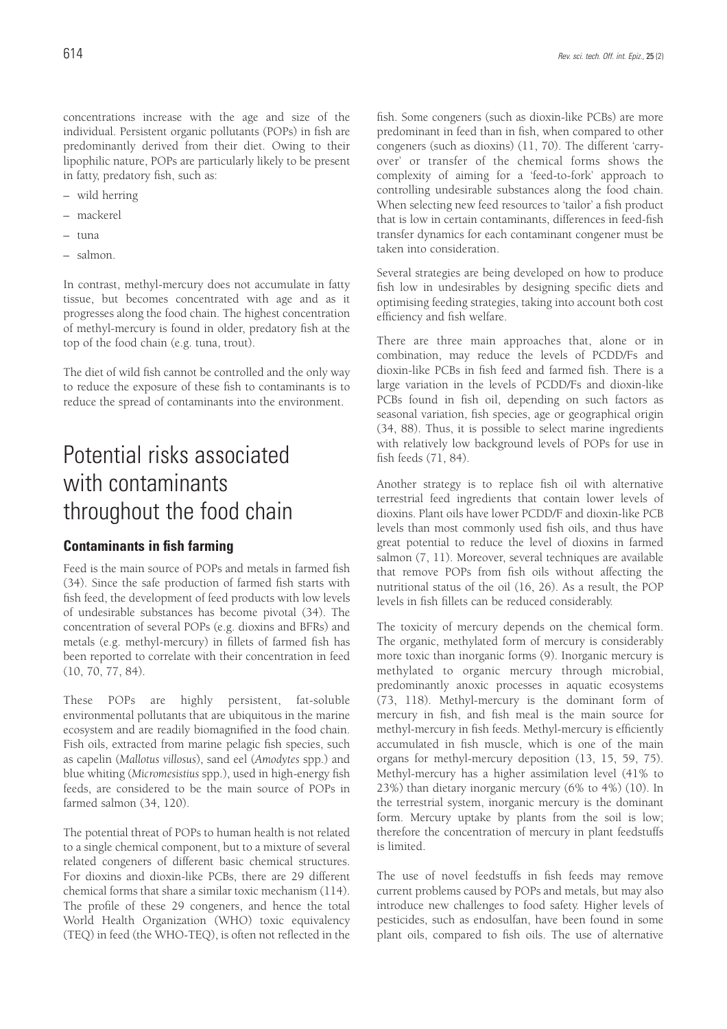concentrations increase with the age and size of the individual. Persistent organic pollutants (POPs) in fish are predominantly derived from their diet. Owing to their lipophilic nature, POPs are particularly likely to be present in fatty, predatory fish, such as:

- wild herring
- mackerel
- tuna
- salmon.

In contrast, methyl-mercury does not accumulate in fatty tissue, but becomes concentrated with age and as it progresses along the food chain. The highest concentration of methyl-mercury is found in older, predatory fish at the top of the food chain (e.g. tuna, trout).

The diet of wild fish cannot be controlled and the only way to reduce the exposure of these fish to contaminants is to reduce the spread of contaminants into the environment.

# Potential risks associated with contaminants throughout the food chain

## Contaminants in fish farming

Feed is the main source of POPs and metals in farmed fish (34). Since the safe production of farmed fish starts with fish feed, the development of feed products with low levels of undesirable substances has become pivotal (34). The concentration of several POPs (e.g. dioxins and BFRs) and metals (e.g. methyl-mercury) in fillets of farmed fish has been reported to correlate with their concentration in feed (10, 70, 77, 84).

These POPs are highly persistent, fat-soluble environmental pollutants that are ubiquitous in the marine ecosystem and are readily biomagnified in the food chain. Fish oils, extracted from marine pelagic fish species, such as capelin (*Mallotus villosus*), sand eel (*Amodytes* spp.) and blue whiting (*Micromesistius* spp.), used in high-energy fish feeds, are considered to be the main source of POPs in farmed salmon (34, 120).

The potential threat of POPs to human health is not related to a single chemical component, but to a mixture of several related congeners of different basic chemical structures. For dioxins and dioxin-like PCBs, there are 29 different chemical forms that share a similar toxic mechanism (114). The profile of these 29 congeners, and hence the total World Health Organization (WHO) toxic equivalency (TEQ) in feed (the WHO-TEQ), is often not reflected in the fish. Some congeners (such as dioxin-like PCBs) are more predominant in feed than in fish, when compared to other congeners (such as dioxins) (11, 70). The different 'carry-over' or transfer of the chemical forms shows the complexity of aiming for a 'feed-to-fork' approach to controlling undesirable substances along the food chain. When selecting new feed resources to 'tailor' a fish product that is low in certain contaminants, differences in feed-fish transfer dynamics for each contaminant congener must be taken into consideration.

Several strategies are being developed on how to produce fish low in undesirables by designing specific diets and optimising feeding strategies, taking into account both cost efficiency and fish welfare.

There are three main approaches that, alone or in combination, may reduce the levels of PCDD/Fs and dioxin-like PCBs in fish feed and farmed fish. There is a large variation in the levels of PCDD/Fs and dioxin-like PCBs found in fish oil, depending on such factors as seasonal variation, fish species, age or geographical origin (34, 88). Thus, it is possible to select marine ingredients with relatively low background levels of POPs for use in fish feeds (71, 84).

Another strategy is to replace fish oil with alternative terrestrial feed ingredients that contain lower levels of dioxins. Plant oils have lower PCDD/F and dioxin-like PCB levels than most commonly used fish oils, and thus have great potential to reduce the level of dioxins in farmed salmon (7, 11). Moreover, several techniques are available that remove POPs from fish oils without affecting the nutritional status of the oil (16, 26). As a result, the POP levels in fish fillets can be reduced considerably.

The toxicity of mercury depends on the chemical form. The organic, methylated form of mercury is considerably more toxic than inorganic forms (9). Inorganic mercury is methylated to organic mercury through microbial, predominantly anoxic processes in aquatic ecosystems (73, 118). Methyl-mercury is the dominant form of mercury in fish, and fish meal is the main source for methyl-mercury in fish feeds. Methyl-mercury is efficiently accumulated in fish muscle, which is one of the main organs for methyl-mercury deposition (13, 15, 59, 75). Methyl-mercury has a higher assimilation level (41% to 23%) than dietary inorganic mercury (6% to 4%) (10). In the terrestrial system, inorganic mercury is the dominant form. Mercury uptake by plants from the soil is low; therefore the concentration of mercury in plant feedstuffs is limited.

The use of novel feedstuffs in fish feeds may remove current problems caused by POPs and metals, but may also introduce new challenges to food safety. Higher levels of pesticides, such as endosulfan, have been found in some plant oils, compared to fish oils. The use of alternative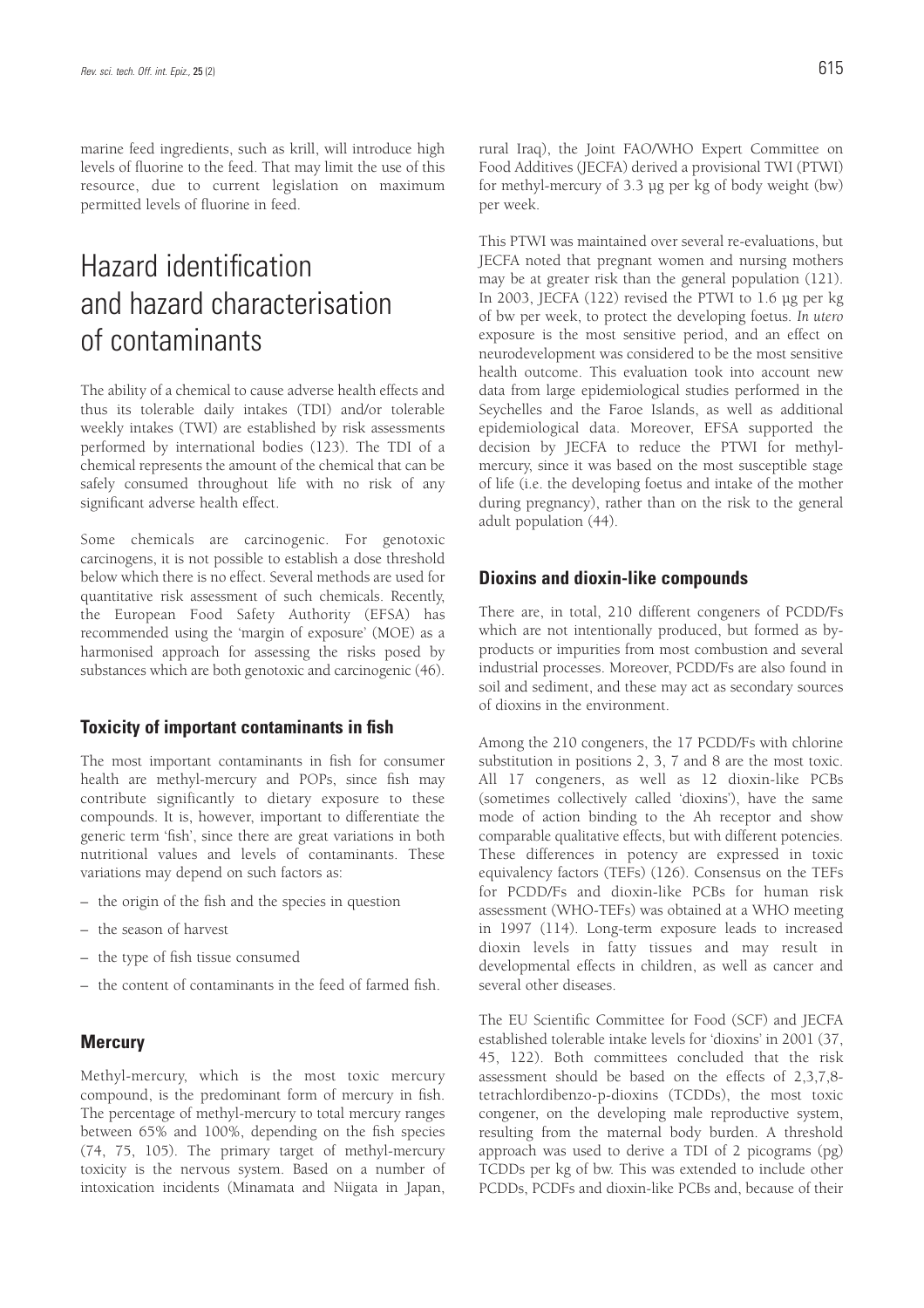marine feed ingredients, such as krill, will introduce high levels of fluorine to the feed. That may limit the use of this resource, due to current legislation on maximum permitted levels of fluorine in feed.

# Hazard identification and hazard characterisation of contaminants

The ability of a chemical to cause adverse health effects and thus its tolerable daily intakes (TDI) and/or tolerable weekly intakes (TWI) are established by risk assessments performed by international bodies (123). The TDI of a chemical represents the amount of the chemical that can be safely consumed throughout life with no risk of any significant adverse health effect.

Some chemicals are carcinogenic. For genotoxic carcinogens, it is not possible to establish a dose threshold below which there is no effect. Several methods are used for quantitative risk assessment of such chemicals. Recently, the European Food Safety Authority (EFSA) has recommended using the 'margin of exposure' (MOE) as a harmonised approach for assessing the risks posed by substances which are both genotoxic and carcinogenic (46).

## Toxicity of important contaminants in fish

The most important contaminants in fish for consumer health are methyl-mercury and POPs, since fish may contribute significantly to dietary exposure to these compounds. It is, however, important to differentiate the generic term 'fish', since there are great variations in both nutritional values and levels of contaminants. These variations may depend on such factors as:

– the origin of the fish and the species in question

– the season of harvest

– the type of fish tissue consumed

– the content of contaminants in the feed of farmed fish.

## Mercury

Methyl-mercury, which is the most toxic mercury compound, is the predominant form of mercury in fish. The percentage of methyl-mercury to total mercury ranges between 65% and 100%, depending on the fish species (74, 75, 105). The primary target of methyl-mercury toxicity is the nervous system. Based on a number of intoxication incidents (Minamata and Niigata in Japan, rural Iraq), the Joint FAO/WHO Expert Committee on Food Additives (JECFA) derived a provisional TWI (PTWI) for methyl-mercury of 3.3 µg per kg of body weight (bw) per week.

This PTWI was maintained over several re-evaluations, but JECFA noted that pregnant women and nursing mothers may be at greater risk than the general population (121). In 2003, JECFA (122) revised the PTWI to 1.6 µg per kg of bw per week, to protect the developing foetus. *In utero* exposure is the most sensitive period, and an effect on neurodevelopment was considered to be the most sensitive health outcome. This evaluation took into account new data from large epidemiological studies performed in the Seychelles and the Faroe Islands, as well as additional epidemiological data. Moreover, EFSA supported the decision by JECFA to reduce the PTWI for methyl-mercury, since it was based on the most susceptible stage of life (i.e. the developing foetus and intake of the mother during pregnancy), rather than on the risk to the general adult population (44).

## Dioxins and dioxin-like compounds

There are, in total, 210 different congeners of PCDD/Fs which are not intentionally produced, but formed as by-products or impurities from most combustion and several industrial processes. Moreover, PCDD/Fs are also found in soil and sediment, and these may act as secondary sources of dioxins in the environment.

Among the 210 congeners, the 17 PCDD/Fs with chlorine substitution in positions 2, 3, 7 and 8 are the most toxic. All 17 congeners, as well as 12 dioxin-like PCBs (sometimes collectively called 'dioxins'), have the same mode of action binding to the Ah receptor and show comparable qualitative effects, but with different potencies. These differences in potency are expressed in toxic equivalency factors (TEFs) (126). Consensus on the TEFs for PCDD/Fs and dioxin-like PCBs for human risk assessment (WHO-TEFs) was obtained at a WHO meeting in 1997 (114). Long-term exposure leads to increased dioxin levels in fatty tissues and may result in developmental effects in children, as well as cancer and several other diseases.

The EU Scientific Committee for Food (SCF) and JECFA established tolerable intake levels for 'dioxins' in 2001 (37, 45, 122). Both committees concluded that the risk assessment should be based on the effects of 2,3,7,8-tetrachlordibenzo-p-dioxins (TCDDs), the most toxic congener, on the developing male reproductive system, resulting from the maternal body burden. A threshold approach was used to derive a TDI of 2 picograms (pg) TCDDs per kg of bw. This was extended to include other PCDDs, PCDFs and dioxin-like PCBs and, because of their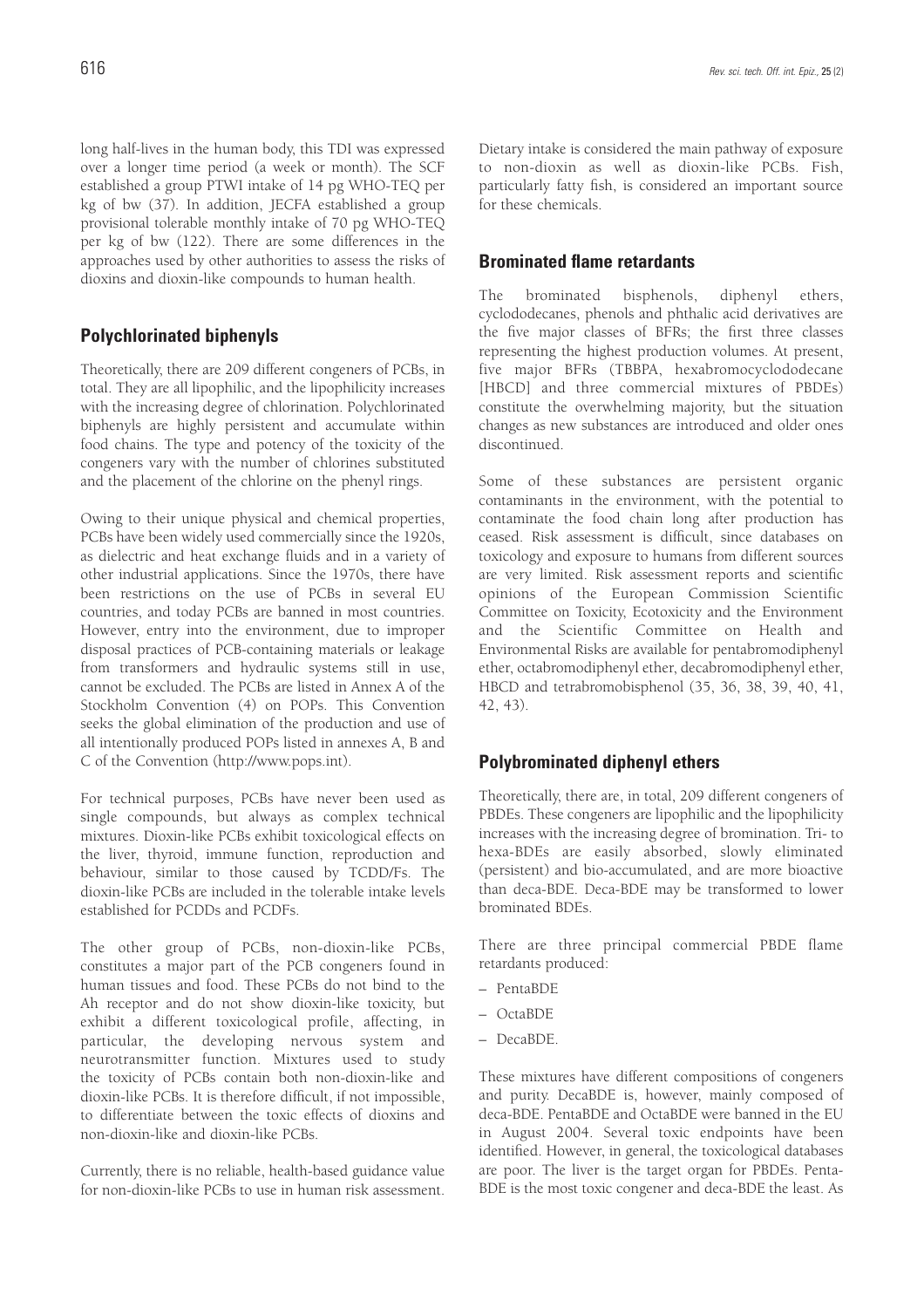long half-lives in the human body, this TDI was expressed over a longer time period (a week or month). The SCF established a group PTWI intake of 14 pg WHO-TEQ per kg of bw (37). In addition, JECFA established a group provisional tolerable monthly intake of 70 pg WHO-TEQ per kg of bw (122). There are some differences in the approaches used by other authorities to assess the risks of dioxins and dioxin-like compounds to human health.

## Polychlorinated biphenyls

Theoretically, there are 209 different congeners of PCBs, in total. They are all lipophilic, and the lipophilicity increases with the increasing degree of chlorination. Polychlorinated biphenyls are highly persistent and accumulate within food chains. The type and potency of the toxicity of the congeners vary with the number of chlorines substituted and the placement of the chlorine on the phenyl rings.

Owing to their unique physical and chemical properties, PCBs have been widely used commercially since the 1920s, as dielectric and heat exchange fluids and in a variety of other industrial applications. Since the 1970s, there have been restrictions on the use of PCBs in several EU countries, and today PCBs are banned in most countries. However, entry into the environment, due to improper disposal practices of PCB-containing materials or leakage from transformers and hydraulic systems still in use, cannot be excluded. The PCBs are listed in Annex A of the Stockholm Convention (4) on POPs. This Convention seeks the global elimination of the production and use of all intentionally produced POPs listed in annexes A, B and C of the Convention (http://www.pops.int).

For technical purposes, PCBs have never been used as single compounds, but always as complex technical mixtures. Dioxin-like PCBs exhibit toxicological effects on the liver, thyroid, immune function, reproduction and behaviour, similar to those caused by TCDD/Fs. The dioxin-like PCBs are included in the tolerable intake levels established for PCDDs and PCDFs.

The other group of PCBs, non-dioxin-like PCBs, constitutes a major part of the PCB congeners found in human tissues and food. These PCBs do not bind to the Ah receptor and do not show dioxin-like toxicity, but exhibit a different toxicological profile, affecting, in particular, the developing nervous system and neurotransmitter function. Mixtures used to study the toxicity of PCBs contain both non-dioxin-like and dioxin-like PCBs. It is therefore difficult, if not impossible, to differentiate between the toxic effects of dioxins and non-dioxin-like and dioxin-like PCBs.

Currently, there is no reliable, health-based guidance value for non-dioxin-like PCBs to use in human risk assessment. Dietary intake is considered the main pathway of exposure to non-dioxin as well as dioxin-like PCBs. Fish, particularly fatty fish, is considered an important source for these chemicals.

## Brominated flame retardants

The brominated bisphenols, diphenyl ethers, cyclododecanes, phenols and phthalic acid derivatives are the five major classes of BFRs; the first three classes representing the highest production volumes. At present, five major BFRs (TBBPA, hexabromocyclododecane [HBCD] and three commercial mixtures of PBDEs) constitute the overwhelming majority, but the situation changes as new substances are introduced and older ones discontinued.

Some of these substances are persistent organic contaminants in the environment, with the potential to contaminate the food chain long after production has ceased. Risk assessment is difficult, since databases on toxicology and exposure to humans from different sources are very limited. Risk assessment reports and scientific opinions of the European Commission Scientific Committee on Toxicity, Ecotoxicity and the Environment and the Scientific Committee on Health and Environmental Risks are available for pentabromodiphenyl ether, octabromodiphenyl ether, decabromodiphenyl ether, HBCD and tetrabromobisphenol (35, 36, 38, 39, 40, 41, 42, 43).

## Polybrominated diphenyl ethers

Theoretically, there are, in total, 209 different congeners of PBDEs. These congeners are lipophilic and the lipophilicity increases with the increasing degree of bromination. Tri- to hexa-BDEs are easily absorbed, slowly eliminated (persistent) and bio-accumulated, and are more bioactive than deca-BDE. Deca-BDE may be transformed to lower brominated BDEs.

There are three principal commercial PBDE flame retardants produced:

- PentaBDE
- OctaBDE
- DecaBDE.

These mixtures have different compositions of congeners and purity. DecaBDE is, however, mainly composed of deca-BDE. PentaBDE and OctaBDE were banned in the EU in August 2004. Several toxic endpoints have been identified. However, in general, the toxicological databases are poor. The liver is the target organ for PBDEs. Penta-BDE is the most toxic congener and deca-BDE the least. As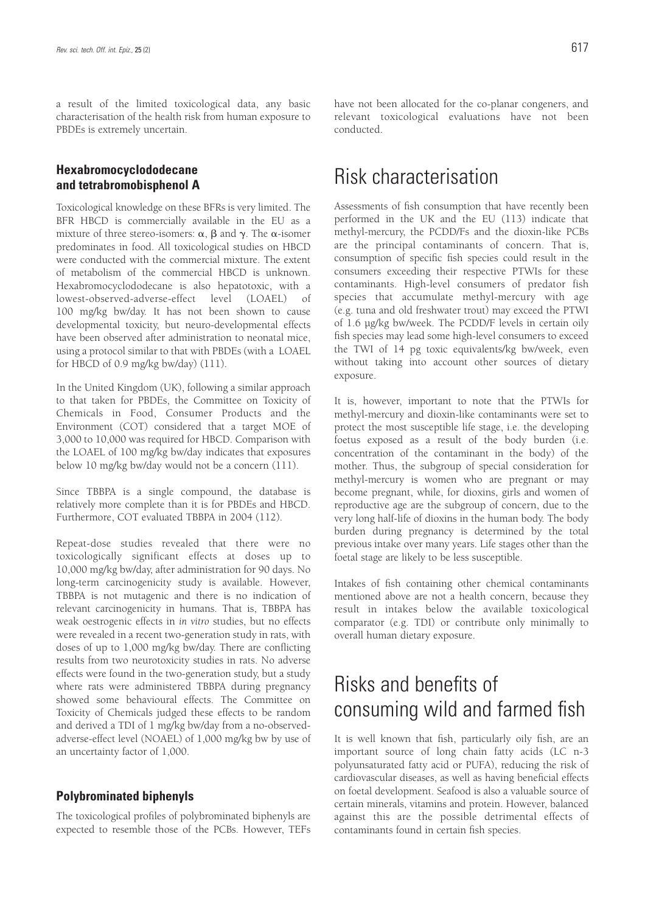a result of the limited toxicological data, any basic characterisation of the health risk from human exposure to PBDEs is extremely uncertain.

### Hexabromocyclododecane and tetrabromobisphenol A

Toxicological knowledge on these BFRs is very limited. The BFR HBCD is commercially available in the EU as a mixture of three stereo-isomers: α, β and γ. The α-isomer predominates in food. All toxicological studies on HBCD were conducted with the commercial mixture. The extent of metabolism of the commercial HBCD is unknown. Hexabromocyclododecane is also hepatotoxic, with a lowest-observed-adverse-effect level (LOAEL) of 100 mg/kg bw/day. It has not been shown to cause developmental toxicity, but neuro-developmental effects have been observed after administration to neonatal mice, using a protocol similar to that with PBDEs (with a LOAEL for HBCD of 0.9 mg/kg bw/day) (111).

In the United Kingdom (UK), following a similar approach to that taken for PBDEs, the Committee on Toxicity of Chemicals in Food, Consumer Products and the Environment (COT) considered that a target MOE of 3,000 to 10,000 was required for HBCD. Comparison with the LOAEL of 100 mg/kg bw/day indicates that exposures below 10 mg/kg bw/day would not be a concern (111).

Since TBBPA is a single compound, the database is relatively more complete than it is for PBDEs and HBCD. Furthermore, COT evaluated TBBPA in 2004 (112).

Repeat-dose studies revealed that there were no toxicologically significant effects at doses up to 10,000 mg/kg bw/day, after administration for 90 days. No long-term carcinogenicity study is available. However, TBBPA is not mutagenic and there is no indication of relevant carcinogenicity in humans. That is, TBBPA has weak oestrogenic effects in *in vitro* studies, but no effects were revealed in a recent two-generation study in rats, with doses of up to 1,000 mg/kg bw/day. There are conflicting results from two neurotoxicity studies in rats. No adverse effects were found in the two-generation study, but a study where rats were administered TBBPA during pregnancy showed some behavioural effects. The Committee on Toxicity of Chemicals judged these effects to be random and derived a TDI of 1 mg/kg bw/day from a no-observed-adverse-effect level (NOAEL) of 1,000 mg/kg bw by use of an uncertainty factor of 1,000.

### Polybrominated biphenyls

The toxicological profiles of polybrominated biphenyls are expected to resemble those of the PCBs. However, TEFs have not been allocated for the co-planar congeners, and relevant toxicological evaluations have not been conducted.

## Risk characterisation

Assessments of fish consumption that have recently been performed in the UK and the EU (113) indicate that methyl-mercury, the PCDD/Fs and the dioxin-like PCBs are the principal contaminants of concern. That is, consumption of specific fish species could result in the consumers exceeding their respective PTWIs for these contaminants. High-level consumers of predator fish species that accumulate methyl-mercury with age (e.g. tuna and old freshwater trout) may exceed the PTWI of 1.6 µg/kg bw/week. The PCDD/F levels in certain oily fish species may lead some high-level consumers to exceed the TWI of 14 pg toxic equivalents/kg bw/week, even without taking into account other sources of dietary exposure.

It is, however, important to note that the PTWIs for methyl-mercury and dioxin-like contaminants were set to protect the most susceptible life stage, i.e. the developing foetus exposed as a result of the body burden (i.e. concentration of the contaminant in the body) of the mother. Thus, the subgroup of special consideration for methyl-mercury is women who are pregnant or may become pregnant, while, for dioxins, girls and women of reproductive age are the subgroup of concern, due to the very long half-life of dioxins in the human body. The body burden during pregnancy is determined by the total previous intake over many years. Life stages other than the foetal stage are likely to be less susceptible.

Intakes of fish containing other chemical contaminants mentioned above are not a health concern, because they result in intakes below the available toxicological comparator (e.g. TDI) or contribute only minimally to overall human dietary exposure.

## Risks and benefits of consuming wild and farmed fish

It is well known that fish, particularly oily fish, are an important source of long chain fatty acids (LC n-3 polyunsaturated fatty acid or PUFA), reducing the risk of cardiovascular diseases, as well as having beneficial effects on foetal development. Seafood is also a valuable source of certain minerals, vitamins and protein. However, balanced against this are the possible detrimental effects of contaminants found in certain fish species.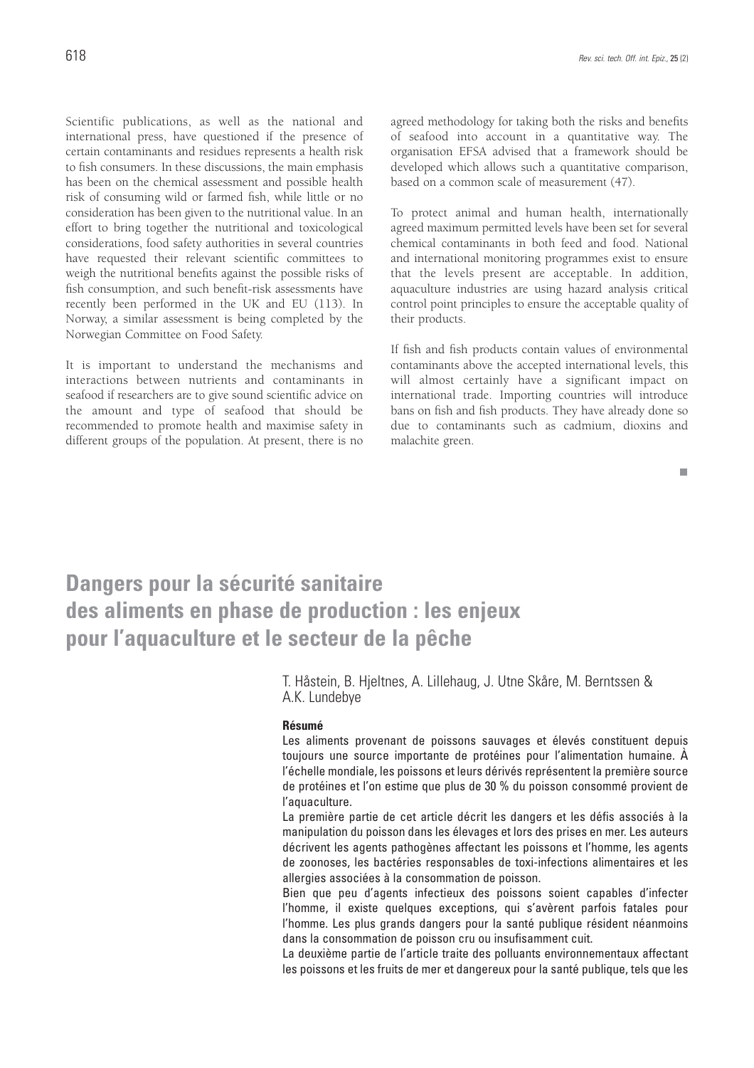Scientific publications, as well as the national and international press, have questioned if the presence of certain contaminants and residues represents a health risk to fish consumers. In these discussions, the main emphasis has been on the chemical assessment and possible health risk of consuming wild or farmed fish, while little or no consideration has been given to the nutritional value. In an effort to bring together the nutritional and toxicological considerations, food safety authorities in several countries have requested their relevant scientific committees to weigh the nutritional benefits against the possible risks of fish consumption, and such benefit-risk assessments have recently been performed in the UK and EU (113). In Norway, a similar assessment is being completed by the Norwegian Committee on Food Safety.

It is important to understand the mechanisms and interactions between nutrients and contaminants in seafood if researchers are to give sound scientific advice on the amount and type of seafood that should be recommended to promote health and maximise safety in different groups of the population. At present, there is no agreed methodology for taking both the risks and benefits of seafood into account in a quantitative way. The organisation EFSA advised that a framework should be developed which allows such a quantitative comparison, based on a common scale of measurement (47).

To protect animal and human health, internationally agreed maximum permitted levels have been set for several chemical contaminants in both feed and food. National and international monitoring programmes exist to ensure that the levels present are acceptable. In addition, aquaculture industries are using hazard analysis critical control point principles to ensure the acceptable quality of their products.

If fish and fish products contain values of environmental contaminants above the accepted international levels, this will almost certainly have a significant impact on international trade. Importing countries will introduce bans on fish and fish products. They have already done so due to contaminants such as cadmium, dioxins and malachite green.

# Dangers pour la sécurité sanitaire des aliments en phase de production : les enjeux pour l'aquaculture et le secteur de la pêche

T. Håstein, B. Hjeltnes, A. Lillehaug, J. Utne Skåre, M. Berntssen & A.K. Lundebye

**Résumé**

Les aliments provenant de poissons sauvages et élevés constituent depuis toujours une source importante de protéines pour l'alimentation humaine. À l'échelle mondiale, les poissons et leurs dérivés représentent la première source de protéines et l'on estime que plus de 30 % du poisson consommé provient de l'aquaculture.

La première partie de cet article décrit les dangers et les défis associés à la manipulation du poisson dans les élevages et lors des prises en mer. Les auteurs décrivent les agents pathogènes affectant les poissons et l'homme, les agents de zoonoses, les bactéries responsables de toxi-infections alimentaires et les allergies associées à la consommation de poisson.

Bien que peu d'agents infectieux des poissons soient capables d'infecter l'homme, il existe quelques exceptions, qui s'avèrent parfois fatales pour l'homme. Les plus grands dangers pour la santé publique résident néanmoins dans la consommation de poisson cru ou insufisamment cuit.

La deuxième partie de l'article traite des polluants environnementaux affectant les poissons et les fruits de mer et dangereux pour la santé publique, tels que les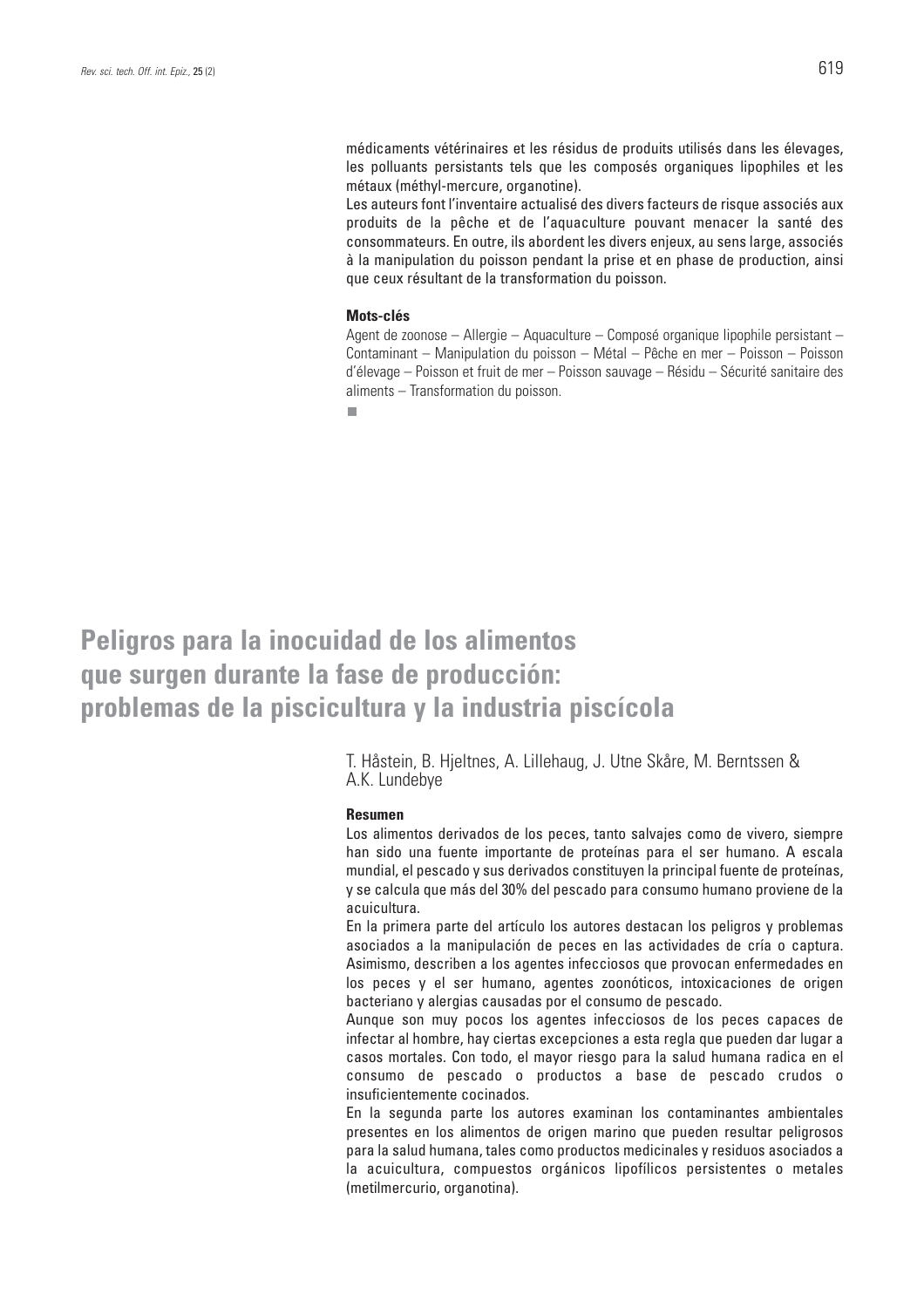médicaments vétérinaires et les résidus de produits utilisés dans les élevages, les polluants persistants tels que les composés organiques lipophiles et les métaux (méthyl-mercure, organotine).

Les auteurs font l'inventaire actualisé des divers facteurs de risque associés aux produits de la pêche et de l'aquaculture pouvant menacer la santé des consommateurs. En outre, ils abordent les divers enjeux, au sens large, associés à la manipulation du poisson pendant la prise et en phase de production, ainsi que ceux résultant de la transformation du poisson.

**Mots-clés**

Agent de zoonose – Allergie – Aquaculture – Composé organique lipophile persistant – Contaminant – Manipulation du poisson – Métal – Pêche en mer – Poisson – Poisson d'élevage – Poisson et fruit de mer – Poisson sauvage – Résidu – Sécurité sanitaire des aliments – Transformation du poisson.

# Peligros para la inocuidad de los alimentos que surgen durante la fase de producción: problemas de la piscicultura y la industria piscícola

T. Håstein, B. Hjeltnes, A. Lillehaug, J. Utne Skåre, M. Berntssen & A.K. Lundebye

**Resumen**

Los alimentos derivados de los peces, tanto salvajes como de vivero, siempre han sido una fuente importante de proteínas para el ser humano. A escala mundial, el pescado y sus derivados constituyen la principal fuente de proteínas, y se calcula que más del 30% del pescado para consumo humano proviene de la acuicultura.

En la primera parte del artículo los autores destacan los peligros y problemas asociados a la manipulación de peces en las actividades de cría o captura. Asimismo, describen a los agentes infecciosos que provocan enfermedades en los peces y el ser humano, agentes zoonóticos, intoxicaciones de origen bacteriano y alergias causadas por el consumo de pescado.

Aunque son muy pocos los agentes infecciosos de los peces capaces de infectar al hombre, hay ciertas excepciones a esta regla que pueden dar lugar a casos mortales. Con todo, el mayor riesgo para la salud humana radica en el consumo de pescado o productos a base de pescado crudos o insuficientemente cocinados.

En la segunda parte los autores examinan los contaminantes ambientales presentes en los alimentos de origen marino que pueden resultar peligrosos para la salud humana, tales como productos medicinales y residuos asociados a la acuicultura, compuestos orgánicos lipofílicos persistentes o metales (metilmercurio, organotina).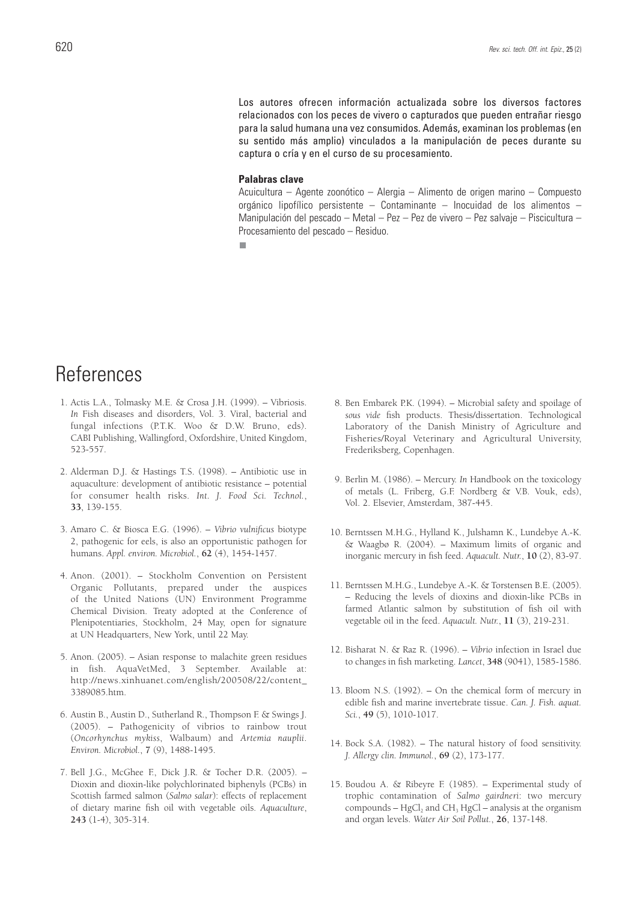Los autores ofrecen información actualizada sobre los diversos factores relacionados con los peces de vivero o capturados que pueden entrañar riesgo para la salud humana una vez consumidos. Además, examinan los problemas (en su sentido más amplio) vinculados a la manipulación de peces durante su captura o cría y en el curso de su procesamiento.

**Palabras clave**

Acuicultura – Agente zoonótico – Alergia – Alimento de origen marino – Compuesto orgánico lipofílico persistente – Contaminante – Inocuidad de los alimentos – Manipulación del pescado – Metal – Pez – Pez de vivero – Pez salvaje – Piscicultura – Procesamiento del pescado – Residuo.

# References

1. Actis L.A., Tolmasky M.E. & Crosa J.H. (1999). – Vibriosis. *In* Fish diseases and disorders, Vol. 3. Viral, bacterial and fungal infections (P.T.K. Woo & D.W. Bruno, eds). CABI Publishing, Wallingford, Oxfordshire, United Kingdom, 523-557.

2. Alderman D.J. & Hastings T.S. (1998). – Antibiotic use in aquaculture: development of antibiotic resistance – potential for consumer health risks. *Int. J. Food Sci. Technol.*, **33**, 139-155.

3. Amaro C. & Biosca E.G. (1996). – *Vibrio vulnificus* biotype 2, pathogenic for eels, is also an opportunistic pathogen for humans. *Appl. environ. Microbiol.*, **62** (4), 1454-1457.

4. Anon. (2001). – Stockholm Convention on Persistent Organic Pollutants, prepared under the auspices of the United Nations (UN) Environment Programme Chemical Division. Treaty adopted at the Conference of Plenipotentiaries, Stockholm, 24 May, open for signature at UN Headquarters, New York, until 22 May.

5. Anon. (2005). – Asian response to malachite green residues in fish. AquaVetMed, 3 September. Available at: http://news.xinhuanet.com/english/200508/22/content_3389085.htm.

6. Austin B., Austin D., Sutherland R., Thompson F. & Swings J. (2005). – Pathogenicity of vibrios to rainbow trout (*Oncorhynchus mykiss*, Walbaum) and *Artemia nauplii*. *Environ. Microbiol.*, **7** (9), 1488-1495.

7. Bell J.G., McGhee F., Dick J.R. & Tocher D.R. (2005). – Dioxin and dioxin-like polychlorinated biphenyls (PCBs) in Scottish farmed salmon (*Salmo salar*): effects of replacement of dietary marine fish oil with vegetable oils. *Aquaculture*, **243** (1-4), 305-314.

8. Ben Embarek P.K. (1994). – Microbial safety and spoilage of *sous vide* fish products. Thesis/dissertation. Technological Laboratory of the Danish Ministry of Agriculture and Fisheries/Royal Veterinary and Agricultural University, Frederiksberg, Copenhagen.

9. Berlin M. (1986). – Mercury. *In* Handbook on the toxicology of metals (L. Friberg, G.F. Nordberg & V.B. Vouk, eds), Vol. 2. Elsevier, Amsterdam, 387-445.

10. Berntssen M.H.G., Hylland K., Julshamn K., Lundebye A.-K. & Waagbø R. (2004). – Maximum limits of organic and inorganic mercury in fish feed. *Aquacult. Nutr.*, **10** (2), 83-97.

11. Berntssen M.H.G., Lundebye A.-K. & Torstensen B.E. (2005). – Reducing the levels of dioxins and dioxin-like PCBs in farmed Atlantic salmon by substitution of fish oil with vegetable oil in the feed. *Aquacult. Nutr.*, **11** (3), 219-231.

12. Bisharat N. & Raz R. (1996). – *Vibrio* infection in Israel due to changes in fish marketing. *Lancet*, **348** (9041), 1585-1586.

13. Bloom N.S. (1992). – On the chemical form of mercury in edible fish and marine invertebrate tissue. *Can. J. Fish. aquat. Sci.*, **49** (5), 1010-1017.

14. Bock S.A. (1982). – The natural history of food sensitivity. *J. Allergy clin. Immunol.*, **69** (2), 173-177.

15. Boudou A. & Ribeyre F. (1985). – Experimental study of trophic contamination of *Salmo gairdneri*: two mercury compounds – $HgCl_2$ and $CH_3$ HgCl – analysis at the organism and organ levels. *Water Air Soil Pollut.*, **26**, 137-148.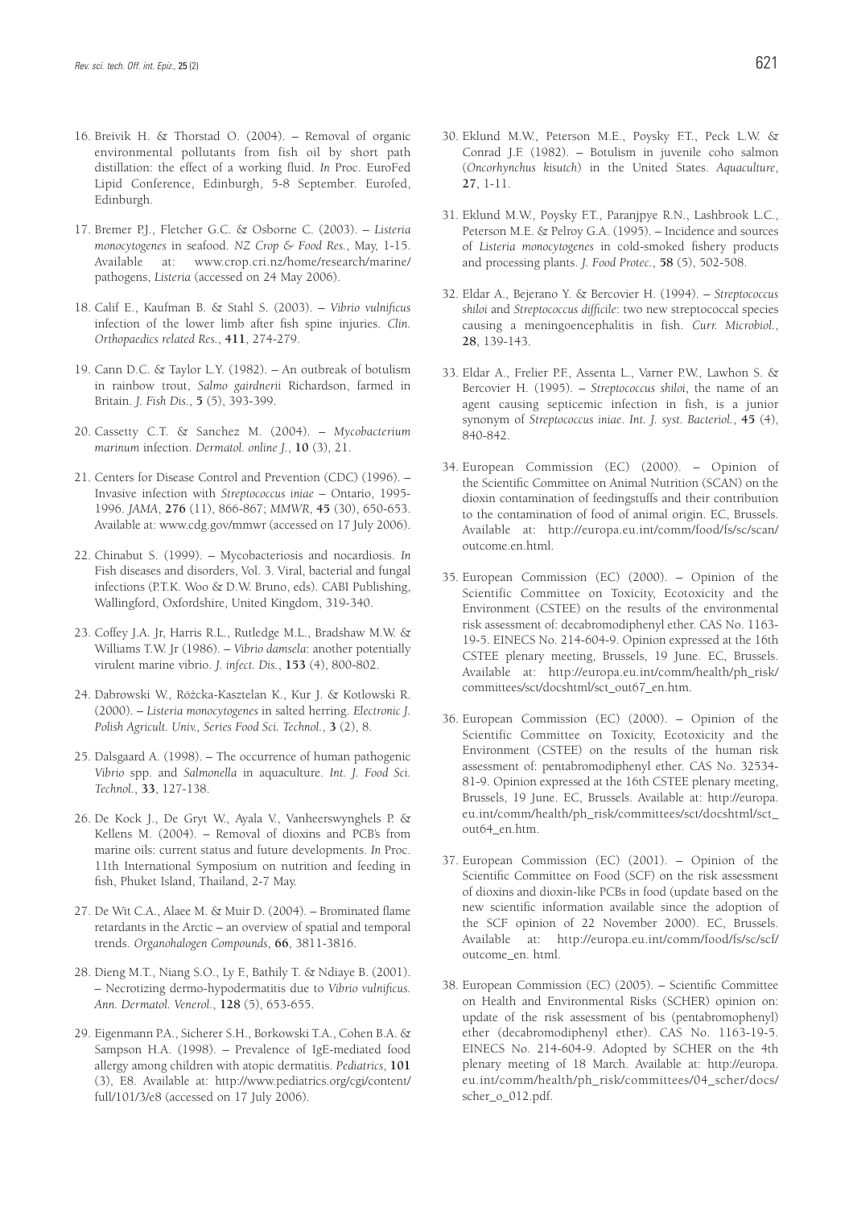16. Breivik H. & Thorstad O. (2004). – Removal of organic environmental pollutants from fish oil by short path distillation: the effect of a working fluid. *In* Proc. EuroFed Lipid Conference, Edinburgh, 5-8 September. Eurofed, Edinburgh.

17. Bremer P.J., Fletcher G.C. & Osborne C. (2003). – *Listeria monocytogenes* in seafood. *NZ Crop & Food Res.*, May, 1-15. Available at: www.crop.cri.nz/home/research/marine/pathogens, *Listeria* (accessed on 24 May 2006).

18. Calif E., Kaufman B. & Stahl S. (2003). – *Vibrio vulnificus* infection of the lower limb after fish spine injuries. *Clin. Orthopaedics related Res.*, **411**, 274-279.

19. Cann D.C. & Taylor L.Y. (1982). – An outbreak of botulism in rainbow trout, *Salmo gairdnerii* Richardson, farmed in Britain. *J. Fish Dis.*, **5** (5), 393-399.

20. Cassetty C.T. & Sanchez M. (2004). – *Mycobacterium marinum* infection. *Dermatol. online J.*, **10** (3), 21.

21. Centers for Disease Control and Prevention (CDC) (1996). – Invasive infection with *Streptococcus iniae* – Ontario, 1995-1996. *JAMA*, **276** (11), 866-867; *MMWR*, **45** (30), 650-653. Available at: www.cdg.gov/mmwr (accessed on 17 July 2006).

22. Chinabut S. (1999). – Mycobacteriosis and nocardiosis. *In* Fish diseases and disorders, Vol. 3. Viral, bacterial and fungal infections (P.T.K. Woo & D.W. Bruno, eds). CABI Publishing, Wallingford, Oxfordshire, United Kingdom, 319-340.

23. Coffey J.A. Jr, Harris R.L., Rutledge M.L., Bradshaw M.W. & Williams T.W. Jr (1986). – *Vibrio damsela*: another potentially virulent marine vibrio. *J. infect. Dis.*, **153** (4), 800-802.

24. Dabrowski W., Różcka-Kasztelan K., Kur J. & Kotlowski R. (2000). – *Listeria monocytogenes* in salted herring. *Electronic J. Polish Agricult. Univ., Series Food Sci. Technol.*, **3** (2), 8.

25. Dalsgaard A. (1998). – The occurrence of human pathogenic *Vibrio* spp. and *Salmonella* in aquaculture. *Int. J. Food Sci. Technol.*, **33**, 127-138.

26. De Kock J., De Gryt W., Ayala V., Vanheerswynghels P. & Kellens M. (2004). – Removal of dioxins and PCB's from marine oils: current status and future developments. *In* Proc. 11th International Symposium on nutrition and feeding in fish, Phuket Island, Thailand, 2-7 May.

27. De Wit C.A., Alaee M. & Muir D. (2004). – Brominated flame retardants in the Arctic – an overview of spatial and temporal trends. *Organohalogen Compounds*, **66**, 3811-3816.

28. Dieng M.T., Niang S.O., Ly F., Bathily T. & Ndiaye B. (2001). – Necrotizing dermo-hypodermatitis due to *Vibrio vulnificus. Ann. Dermatol. Venerol.*, **128** (5), 653-655.

29. Eigenmann P.A., Sicherer S.H., Borkowski T.A., Cohen B.A. & Sampson H.A. (1998). – Prevalence of IgE-mediated food allergy among children with atopic dermatitis. *Pediatrics*, **101** (3), E8. Available at: http://www.pediatrics.org/cgi/content/full/101/3/e8 (accessed on 17 July 2006).

30. Eklund M.W., Peterson M.E., Poysky F.T., Peck L.W. & Conrad J.F. (1982). – Botulism in juvenile coho salmon (*Oncorhynchus kisutch*) in the United States. *Aquaculture*, **27**, 1-11.

31. Eklund M.W., Poysky F.T., Paranjpye R.N., Lashbrook L.C., Peterson M.E. & Pelroy G.A. (1995). – Incidence and sources of *Listeria monocytogenes* in cold-smoked fishery products and processing plants. *J. Food Protec.*, **58** (5), 502-508.

32. Eldar A., Bejerano Y. & Bercovier H. (1994). – *Streptococcus shiloi* and *Streptococcus difficile*: two new streptococcal species causing a meningoencephalitis in fish. *Curr. Microbiol.*, **28**, 139-143.

33. Eldar A., Frelier P.F., Assenta L., Varner P.W., Lawhon S. & Bercovier H. (1995). – *Streptococcus shiloi*, the name of an agent causing septicemic infection in fish, is a junior synonym of *Streptococcus iniae*. *Int. J. syst. Bacteriol.*, **45** (4), 840-842.

34. European Commission (EC) (2000). – Opinion of the Scientific Committee on Animal Nutrition (SCAN) on the dioxin contamination of feedingstuffs and their contribution to the contamination of food of animal origin. EC, Brussels. Available at: http://europa.eu.int/comm/food/fs/sc/scan/outcome.en.html.

35. European Commission (EC) (2000). – Opinion of the Scientific Committee on Toxicity, Ecotoxicity and the Environment (CSTEE) on the results of the environmental risk assessment of: decabromodiphenyl ether. CAS No. 1163-19-5. EINECS No. 214-604-9. Opinion expressed at the 16th CSTEE plenary meeting, Brussels, 19 June. EC, Brussels. Available at: http://europa.eu.int/comm/health/ph_risk/committees/sct/docshtml/sct_out67_en.htm.

36. European Commission (EC) (2000). – Opinion of the Scientific Committee on Toxicity, Ecotoxicity and the Environment (CSTEE) on the results of the human risk assessment of: pentabromodiphenyl ether. CAS No. 32534-81-9. Opinion expressed at the 16th CSTEE plenary meeting, Brussels, 19 June. EC, Brussels. Available at: http://europa.eu.int/comm/health/ph_risk/committees/sct/docshtml/sct_out64_en.htm.

37. European Commission (EC) (2001). – Opinion of the Scientific Committee on Food (SCF) on the risk assessment of dioxins and dioxin-like PCBs in food (update based on the new scientific information available since the adoption of the SCF opinion of 22 November 2000). EC, Brussels. Available at: http://europa.eu.int/comm/food/fs/sc/scf/outcome_en. html.

38. European Commission (EC) (2005). – Scientific Committee on Health and Environmental Risks (SCHER) opinion on: update of the risk assessment of bis (pentabromophenyl) ether (decabromodiphenyl ether). CAS No. 1163-19-5. EINECS No. 214-604-9. Adopted by SCHER on the 4th plenary meeting of 18 March. Available at: http://europa.eu.int/comm/health/ph_risk/committees/04_scher/docs/scher_o_012.pdf.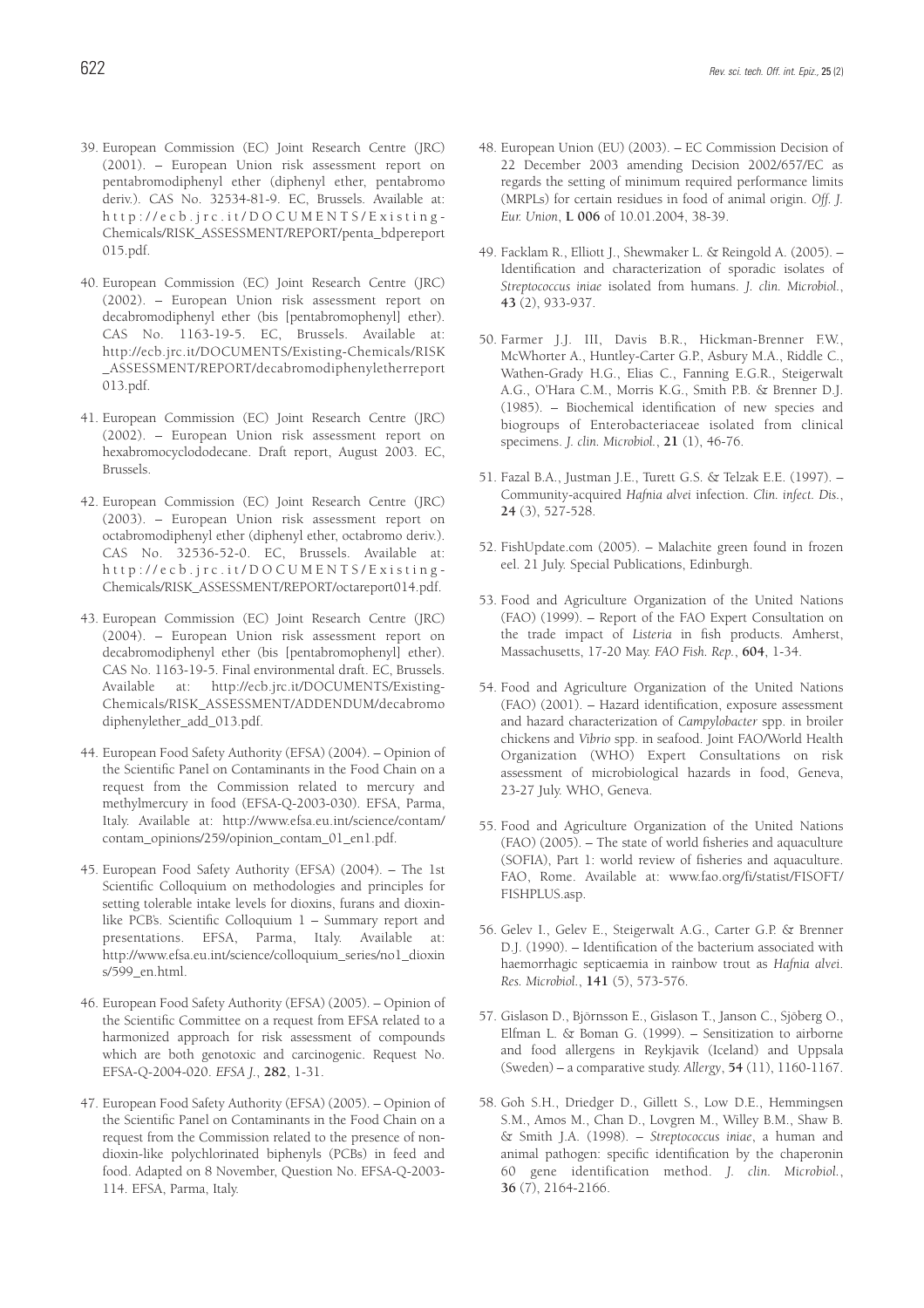39. European Commission (EC) Joint Research Centre (JRC) (2001). – European Union risk assessment report on pentabromodiphenyl ether (diphenyl ether, pentabromo deriv.). CAS No. 32534-81-9. EC, Brussels. Available at: http://ecb.jrc.it/DOCUMENTS/Existing-Chemicals/RISK_ASSESSMENT/REPORT/penta_bdpereport015.pdf.

40. European Commission (EC) Joint Research Centre (JRC) (2002). – European Union risk assessment report on decabromodiphenyl ether (bis [pentabromophenyl] ether). CAS No. 1163-19-5. EC, Brussels. Available at: http://ecb.jrc.it/DOCUMENTS/Existing-Chemicals/RISK_ASSESSMENT/REPORT/decabromodiphenyletherreport013.pdf.

41. European Commission (EC) Joint Research Centre (JRC) (2002). – European Union risk assessment report on hexabromocyclododecane. Draft report, August 2003. EC, Brussels.

42. European Commission (EC) Joint Research Centre (JRC) (2003). – European Union risk assessment report on octabromodiphenyl ether (diphenyl ether, octabromo deriv.). CAS No. 32536-52-0. EC, Brussels. Available at: http://ecb.jrc.it/DOCUMENTS/Existing-Chemicals/RISK_ASSESSMENT/REPORT/octareport014.pdf.

43. European Commission (EC) Joint Research Centre (JRC) (2004). – European Union risk assessment report on decabromodiphenyl ether (bis [pentabromophenyl] ether). CAS No. 1163-19-5. Final environmental draft. EC, Brussels. Available at: http://ecb.jrc.it/DOCUMENTS/Existing-Chemicals/RISK_ASSESSMENT/ADDENDUM/decabromodiphenylether_add_013.pdf.

44. European Food Safety Authority (EFSA) (2004). – Opinion of the Scientific Panel on Contaminants in the Food Chain on a request from the Commission related to mercury and methylmercury in food (EFSA-Q-2003-030). EFSA, Parma, Italy. Available at: http://www.efsa.eu.int/science/contam/contam_opinions/259/opinion_contam_01_en1.pdf.

45. European Food Safety Authority (EFSA) (2004). – The 1st Scientific Colloquium on methodologies and principles for setting tolerable intake levels for dioxins, furans and dioxin-like PCB's. Scientific Colloquium 1 – Summary report and presentations. EFSA, Parma, Italy. Available at: http://www.efsa.eu.int/science/colloquium_series/no1_dioxins/599_en.html.

46. European Food Safety Authority (EFSA) (2005). – Opinion of the Scientific Committee on a request from EFSA related to a harmonized approach for risk assessment of compounds which are both genotoxic and carcinogenic. Request No. EFSA-Q-2004-020. *EFSA J.*, **282**, 1-31.

47. European Food Safety Authority (EFSA) (2005). – Opinion of the Scientific Panel on Contaminants in the Food Chain on a request from the Commission related to the presence of non-dioxin-like polychlorinated biphenyls (PCBs) in feed and food. Adapted on 8 November, Question No. EFSA-Q-2003-114. EFSA, Parma, Italy.

48. European Union (EU) (2003). – EC Commission Decision of 22 December 2003 amending Decision 2002/657/EC as regards the setting of minimum required performance limits (MRPLs) for certain residues in food of animal origin. *Off. J. Eur. Union*, **L 006** of 10.01.2004, 38-39.

49. Facklam R., Elliott J., Shewmaker L. & Reingold A. (2005). – Identification and characterization of sporadic isolates of *Streptococcus iniae* isolated from humans. *J. clin. Microbiol.*, **43** (2), 933-937.

50. Farmer J.J. III, Davis B.R., Hickman-Brenner F.W., McWhorter A., Huntley-Carter G.P., Asbury M.A., Riddle C., Wathen-Grady H.G., Elias C., Fanning E.G.R., Steigerwalt A.G., O'Hara C.M., Morris K.G., Smith P.B. & Brenner D.J. (1985). – Biochemical identification of new species and biogroups of Enterobacteriaceae isolated from clinical specimens. *J. clin. Microbiol.*, **21** (1), 46-76.

51. Fazal B.A., Justman J.E., Turett G.S. & Telzak E.E. (1997). – Community-acquired *Hafnia alvei* infection. *Clin. infect. Dis.*, **24** (3), 527-528.

52. FishUpdate.com (2005). – Malachite green found in frozen eel. 21 July. Special Publications, Edinburgh.

53. Food and Agriculture Organization of the United Nations (FAO) (1999). – Report of the FAO Expert Consultation on the trade impact of *Listeria* in fish products. Amherst, Massachusetts, 17-20 May. *FAO Fish. Rep.*, **604**, 1-34.

54. Food and Agriculture Organization of the United Nations (FAO) (2001). – Hazard identification, exposure assessment and hazard characterization of *Campylobacter* spp. in broiler chickens and *Vibrio* spp. in seafood. Joint FAO/World Health Organization (WHO) Expert Consultations on risk assessment of microbiological hazards in food, Geneva, 23-27 July. WHO, Geneva.

55. Food and Agriculture Organization of the United Nations (FAO) (2005). – The state of world fisheries and aquaculture (SOFIA), Part 1: world review of fisheries and aquaculture. FAO, Rome. Available at: www.fao.org/fi/statist/FISOFT/FISHPLUS.asp.

56. Gelev I., Gelev E., Steigerwalt A.G., Carter G.P. & Brenner D.J. (1990). – Identification of the bacterium associated with haemorrhagic septicaemia in rainbow trout as *Hafnia alvei*. *Res. Microbiol.*, **141** (5), 573-576.

57. Gislason D., Björnsson E., Gislason T., Janson C., Sjöberg O., Elfman L. & Boman G. (1999). – Sensitization to airborne and food allergens in Reykjavik (Iceland) and Uppsala (Sweden) – a comparative study. *Allergy*, **54** (11), 1160-1167.

58. Goh S.H., Driedger D., Gillett S., Low D.E., Hemmingsen S.M., Amos M., Chan D., Lovgren M., Willey B.M., Shaw B. & Smith J.A. (1998). – *Streptococcus iniae*, a human and animal pathogen: specific identification by the chaperonin 60 gene identification method. *J. clin. Microbiol.*, **36** (7), 2164-2166.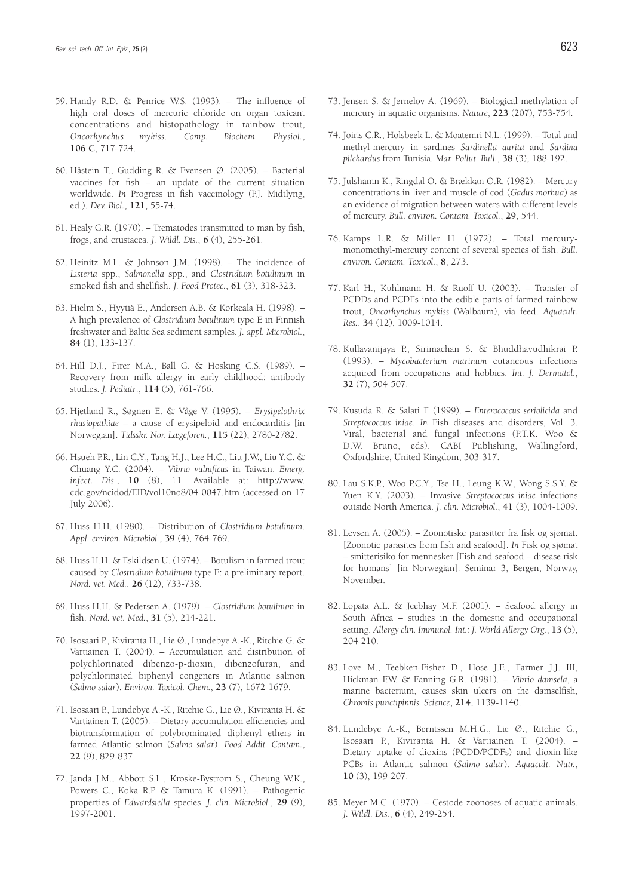59. Handy R.D. & Penrice W.S. (1993). – The influence of high oral doses of mercuric chloride on organ toxicant concentrations and histopathology in rainbow trout, *Oncorhynchus mykiss*. *Comp. Biochem. Physiol.*, **106 C**, 717-724.

60. Håstein T., Gudding R. & Evensen Ø. (2005). – Bacterial vaccines for fish – an update of the current situation worldwide. *In* Progress in fish vaccinology (P.J. Midtlyng, ed.). *Dev. Biol.*, **121**, 55-74.

61. Healy G.R. (1970). – Trematodes transmitted to man by fish, frogs, and crustacea. *J. Wildl. Dis.*, **6** (4), 255-261.

62. Heinitz M.L. & Johnson J.M. (1998). – The incidence of *Listeria* spp., *Salmonella* spp., and *Clostridium botulinum* in smoked fish and shellfish. *J. Food Protec.*, **61** (3), 318-323.

63. Hielm S., Hyytiä E., Andersen A.B. & Korkeala H. (1998). – A high prevalence of *Clostridium botulinum* type E in Finnish freshwater and Baltic Sea sediment samples. *J. appl. Microbiol.*, **84** (1), 133-137.

64. Hill D.J., Firer M.A., Ball G. & Hosking C.S. (1989). – Recovery from milk allergy in early childhood: antibody studies. *J. Pediatr.*, **114** (5), 761-766.

65. Hjetland R., Søgnen E. & Våge V. (1995). – *Erysipelothrix rhusiopathiae* – a cause of erysipeloid and endocarditis [in Norwegian]. *Tidsskr. Nor. Lægeforen.*, **115** (22), 2780-2782.

66. Hsueh P.R., Lin C.Y., Tang H.J., Lee H.C., Liu J.W., Liu Y.C. & Chuang Y.C. (2004). – *Vibrio vulnificus* in Taiwan. *Emerg. infect. Dis.*, **10** (8), 11. Available at: http://www.cdc.gov/ncidod/EID/vol10no8/04-0047.htm (accessed on 17 July 2006).

67. Huss H.H. (1980). – Distribution of *Clostridium botulinum*. *Appl. environ. Microbiol.*, **39** (4), 764-769.

68. Huss H.H. & Eskildsen U. (1974). – Botulism in farmed trout caused by *Clostridium botulinum* type E: a preliminary report. *Nord. vet. Med.*, **26** (12), 733-738.

69. Huss H.H. & Pedersen A. (1979). – *Clostridium botulinum* in fish. *Nord. vet. Med.*, **31** (5), 214-221.

70. Isosaari P., Kiviranta H., Lie Ø., Lundebye A.-K., Ritchie G. & Vartiainen T. (2004). – Accumulation and distribution of polychlorinated dibenzo-p-dioxin, dibenzofuran, and polychlorinated biphenyl congeners in Atlantic salmon (*Salmo salar*). *Environ. Toxicol. Chem.*, **23** (7), 1672-1679.

71. Isosaari P., Lundebye A.-K., Ritchie G., Lie Ø., Kiviranta H. & Vartiainen T. (2005). – Dietary accumulation efficiencies and biotransformation of polybrominated diphenyl ethers in farmed Atlantic salmon (*Salmo salar*). *Food Addit. Contam.*, **22** (9), 829-837.

72. Janda J.M., Abbott S.L., Kroske-Bystrom S., Cheung W.K., Powers C., Koka R.P. & Tamura K. (1991). – Pathogenic properties of *Edwardsiella* species. *J. clin. Microbiol.*, **29** (9), 1997-2001.

73. Jensen S. & Jernelov A. (1969). – Biological methylation of mercury in aquatic organisms. *Nature*, **223** (207), 753-754.

74. Joiris C.R., Holsbeek L. & Moatemri N.L. (1999). – Total and methyl-mercury in sardines *Sardinella aurita* and *Sardina pilchardus* from Tunisia. *Mar. Pollut. Bull.*, **38** (3), 188-192.

75. Julshamn K., Ringdal O. & Brækkan O.R. (1982). – Mercury concentrations in liver and muscle of cod (*Gadus morhua*) as an evidence of migration between waters with different levels of mercury. *Bull. environ. Contam. Toxicol.*, **29**, 544.

76. Kamps L.R. & Miller H. (1972). – Total mercury-monomethyl-mercury content of several species of fish. *Bull. environ. Contam. Toxicol.*, **8**, 273.

77. Karl H., Kuhlmann H. & Ruoff U. (2003). – Transfer of PCDDs and PCDFs into the edible parts of farmed rainbow trout, *Oncorhynchus mykiss* (Walbaum), via feed. *Aquacult. Res.*, **34** (12), 1009-1014.

78. Kullavanijaya P., Sirimachan S. & Bhuddhavudhikrai P. (1993). – *Mycobacterium marinum* cutaneous infections acquired from occupations and hobbies. *Int. J. Dermatol.*, **32** (7), 504-507.

79. Kusuda R. & Salati F. (1999). – *Enterococcus seriolicida* and *Streptococcus iniae*. *In* Fish diseases and disorders, Vol. 3. Viral, bacterial and fungal infections (P.T.K. Woo & D.W. Bruno, eds). CABI Publishing, Wallingford, Oxfordshire, United Kingdom, 303-317.

80. Lau S.K.P., Woo P.C.Y., Tse H., Leung K.W., Wong S.S.Y. & Yuen K.Y. (2003). – Invasive *Streptococcus iniae* infections outside North America. *J. clin. Microbiol.*, **41** (3), 1004-1009.

81. Levsen A. (2005). – Zoonotiske parasitter fra fisk og sjømat. [Zoonotic parasites from fish and seafood]. *In* Fisk og sjømat – smitterisiko for mennesker [Fish and seafood – disease risk for humans] [in Norwegian]. Seminar 3, Bergen, Norway, November.

82. Lopata A.L. & Jeebhay M.F. (2001). – Seafood allergy in South Africa – studies in the domestic and occupational setting. *Allergy clin. Immunol. Int.: J. World Allergy Org.*, **13** (5), 204-210.

83. Love M., Teebken-Fisher D., Hose J.E., Farmer J.J. III, Hickman F.W. & Fanning G.R. (1981). – *Vibrio damsela*, a marine bacterium, causes skin ulcers on the damselfish, *Chromis punctipinnis*. *Science*, **214**, 1139-1140.

84. Lundebye A.-K., Berntssen M.H.G., Lie Ø., Ritchie G., Isosaari P., Kiviranta H. & Vartiainen T. (2004). – Dietary uptake of dioxins (PCDD/PCDFs) and dioxin-like PCBs in Atlantic salmon (*Salmo salar*). *Aquacult. Nutr.*, **10** (3), 199-207.

85. Meyer M.C. (1970). – Cestode zoonoses of aquatic animals. *J. Wildl. Dis.*, **6** (4), 249-254.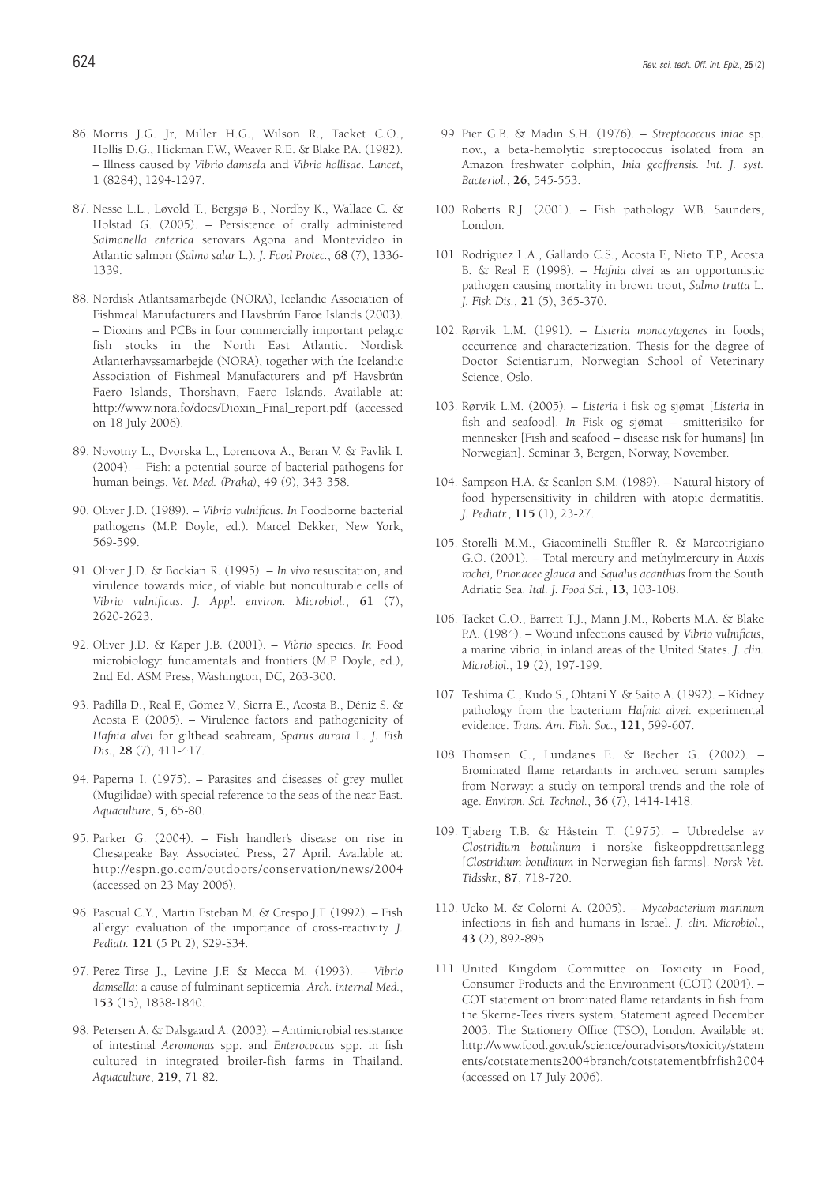86. Morris J.G. Jr, Miller H.G., Wilson R., Tacket C.O., Hollis D.G., Hickman F.W., Weaver R.E. & Blake P.A. (1982). – Illness caused by *Vibrio damsela* and *Vibrio hollisae*. *Lancet*, **1** (8284), 1294-1297.

87. Nesse L.L., Løvold T., Bergsjø B., Nordby K., Wallace C. & Holstad G. (2005). – Persistence of orally administered *Salmonella enterica* serovars Agona and Montevideo in Atlantic salmon (*Salmo salar* L.). *J. Food Protec.*, **68** (7), 1336-1339.

88. Nordisk Atlantsamarbejde (NORA), Icelandic Association of Fishmeal Manufacturers and Havsbrún Faroe Islands (2003). – Dioxins and PCBs in four commercially important pelagic fish stocks in the North East Atlantic. Nordisk Atlanterhavssamarbejde (NORA), together with the Icelandic Association of Fishmeal Manufacturers and p/f Havsbrún Faero Islands, Thorshavn, Faero Islands. Available at: http://www.nora.fo/docs/Dioxin_Final_report.pdf (accessed on 18 July 2006).

89. Novotny L., Dvorska L., Lorencova A., Beran V. & Pavlik I. (2004). – Fish: a potential source of bacterial pathogens for human beings. *Vet. Med. (Praha)*, **49** (9), 343-358.

90. Oliver J.D. (1989). – *Vibrio vulnificus*. *In* Foodborne bacterial pathogens (M.P. Doyle, ed.). Marcel Dekker, New York, 569-599.

91. Oliver J.D. & Bockian R. (1995). – *In vivo* resuscitation, and virulence towards mice, of viable but nonculturable cells of *Vibrio vulnificus*. *J. Appl. environ. Microbiol.*, **61** (7), 2620-2623.

92. Oliver J.D. & Kaper J.B. (2001). – *Vibrio* species. *In* Food microbiology: fundamentals and frontiers (M.P. Doyle, ed.), 2nd Ed. ASM Press, Washington, DC, 263-300.

93. Padilla D., Real F., Gómez V., Sierra E., Acosta B., Déniz S. & Acosta F. (2005). – Virulence factors and pathogenicity of *Hafnia alvei* for gilthead seabream, *Sparus aurata* L. *J. Fish Dis.*, **28** (7), 411-417.

94. Paperna I. (1975). – Parasites and diseases of grey mullet (Mugilidae) with special reference to the seas of the near East. *Aquaculture*, **5**, 65-80.

95. Parker G. (2004). – Fish handler's disease on rise in Chesapeake Bay. Associated Press, 27 April. Available at: http://espn.go.com/outdoors/conservation/news/2004 (accessed on 23 May 2006).

96. Pascual C.Y., Martin Esteban M. & Crespo J.F. (1992). – Fish allergy: evaluation of the importance of cross-reactivity. *J. Pediatr.* **121** (5 Pt 2), S29-S34.

97. Perez-Tirse J., Levine J.F. & Mecca M. (1993). – *Vibrio damsella*: a cause of fulminant septicemia. *Arch. internal Med.*, **153** (15), 1838-1840.

98. Petersen A. & Dalsgaard A. (2003). – Antimicrobial resistance of intestinal *Aeromonas* spp. and *Enterococcus* spp. in fish cultured in integrated broiler-fish farms in Thailand. *Aquaculture*, **219**, 71-82.

99. Pier G.B. & Madin S.H. (1976). – *Streptococcus iniae* sp. nov., a beta-hemolytic streptococcus isolated from an Amazon freshwater dolphin, *Inia geoffrensis*. *Int. J. syst. Bacteriol.*, **26**, 545-553.

100. Roberts R.J. (2001). – Fish pathology. W.B. Saunders, London.

101. Rodriguez L.A., Gallardo C.S., Acosta F., Nieto T.P., Acosta B. & Real F. (1998). – *Hafnia alvei* as an opportunistic pathogen causing mortality in brown trout, *Salmo trutta* L. *J. Fish Dis.*, **21** (5), 365-370.

102. Rørvik L.M. (1991). – *Listeria monocytogenes* in foods; occurrence and characterization. Thesis for the degree of Doctor Scientiarum, Norwegian School of Veterinary Science, Oslo.

103. Rørvik L.M. (2005). – *Listeria* i fisk og sjømat [*Listeria* in fish and seafood]. *In* Fisk og sjømat – smitterisiko for mennesker [Fish and seafood – disease risk for humans] [in Norwegian]. Seminar 3, Bergen, Norway, November.

104. Sampson H.A. & Scanlon S.M. (1989). – Natural history of food hypersensitivity in children with atopic dermatitis. *J. Pediatr.*, **115** (1), 23-27.

105. Storelli M.M., Giacominelli Stuffler R. & Marcotrigiano G.O. (2001). – Total mercury and methylmercury in *Auxis rochei*, *Prionacee glauca* and *Squalus acanthias* from the South Adriatic Sea. *Ital. J. Food Sci.*, **13**, 103-108.

106. Tacket C.O., Barrett T.J., Mann J.M., Roberts M.A. & Blake P.A. (1984). – Wound infections caused by *Vibrio vulnificus*, a marine vibrio, in inland areas of the United States. *J. clin. Microbiol.*, **19** (2), 197-199.

107. Teshima C., Kudo S., Ohtani Y. & Saito A. (1992). – Kidney pathology from the bacterium *Hafnia alvei*: experimental evidence. *Trans. Am. Fish. Soc.*, **121**, 599-607.

108. Thomsen C., Lundanes E. & Becher G. (2002). – Brominated flame retardants in archived serum samples from Norway: a study on temporal trends and the role of age. *Environ. Sci. Technol.*, **36** (7), 1414-1418.

109. Tjaberg T.B. & Håstein T. (1975). – Utbredelse av *Clostridium botulinum* i norske fiskeoppdrettsanlegg [*Clostridium botulinum* in Norwegian fish farms]. *Norsk Vet. Tidsskr.*, **87**, 718-720.

110. Ucko M. & Colorni A. (2005). – *Mycobacterium marinum* infections in fish and humans in Israel. *J. clin. Microbiol.*, **43** (2), 892-895.

111. United Kingdom Committee on Toxicity in Food, Consumer Products and the Environment (COT) (2004). – COT statement on brominated flame retardants in fish from the Skerne-Tees rivers system. Statement agreed December 2003. The Stationery Office (TSO), London. Available at: http://www.food.gov.uk/science/ouradvisors/toxicity/statements/cotstatements2004branch/cotstatementbfrfish2004 (accessed on 17 July 2006).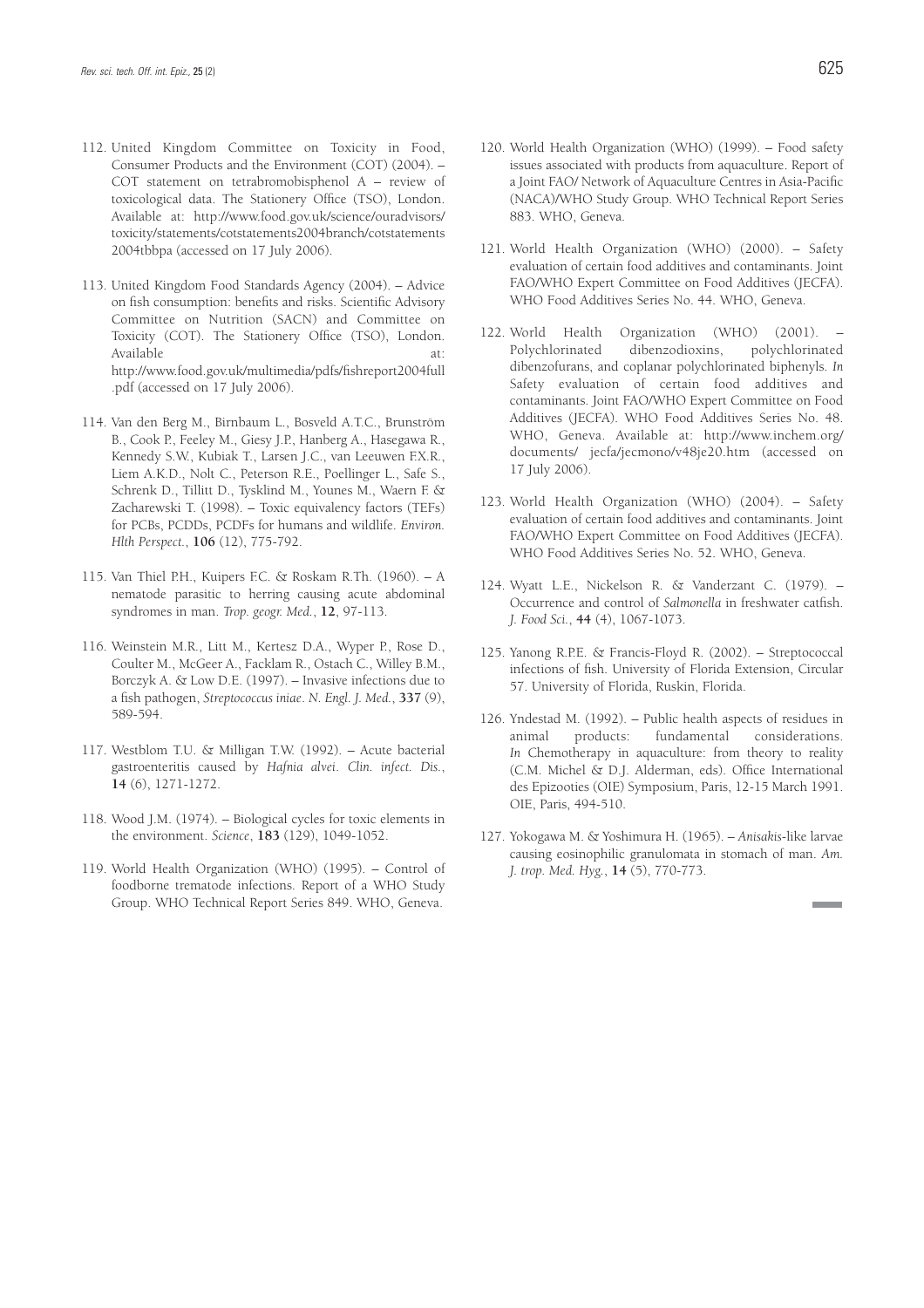112. United Kingdom Committee on Toxicity in Food, Consumer Products and the Environment (COT) (2004). – COT statement on tetrabromobisphenol A – review of toxicological data. The Stationery Office (TSO), London. Available at: http://www.food.gov.uk/science/ouradvisors/toxicity/statements/cotstatements2004branch/cotstatements2004tbbpa (accessed on 17 July 2006).

113. United Kingdom Food Standards Agency (2004). – Advice on fish consumption: benefits and risks. Scientific Advisory Committee on Nutrition (SACN) and Committee on Toxicity (COT). The Stationery Office (TSO), London. Available at: http://www.food.gov.uk/multimedia/pdfs/fishreport2004full.pdf (accessed on 17 July 2006).

114. Van den Berg M., Birnbaum L., Bosveld A.T.C., Brunström B., Cook P., Feeley M., Giesy J.P., Hanberg A., Hasegawa R., Kennedy S.W., Kubiak T., Larsen J.C., van Leeuwen F.X.R., Liem A.K.D., Nolt C., Peterson R.E., Poellinger L., Safe S., Schrenk D., Tillitt D., Tysklind M., Younes M., Waern F. & Zacharewski T. (1998). – Toxic equivalency factors (TEFs) for PCBs, PCDDs, PCDFs for humans and wildlife. *Environ. Hlth Perspect.*, **106** (12), 775-792.

115. Van Thiel P.H., Kuipers F.C. & Roskam R.Th. (1960). – A nematode parasitic to herring causing acute abdominal syndromes in man. *Trop. geogr. Med.*, **12**, 97-113.

116. Weinstein M.R., Litt M., Kertesz D.A., Wyper P., Rose D., Coulter M., McGeer A., Facklam R., Ostach C., Willey B.M., Borczyk A. & Low D.E. (1997). – Invasive infections due to a fish pathogen, *Streptococcus iniae*. *N. Engl. J. Med.*, **337** (9), 589-594.

117. Westblom T.U. & Milligan T.W. (1992). – Acute bacterial gastroenteritis caused by *Hafnia alvei*. *Clin. infect. Dis.*, **14** (6), 1271-1272.

118. Wood J.M. (1974). – Biological cycles for toxic elements in the environment. *Science*, **183** (129), 1049-1052.

119. World Health Organization (WHO) (1995). – Control of foodborne trematode infections. Report of a WHO Study Group. WHO Technical Report Series 849. WHO, Geneva.

120. World Health Organization (WHO) (1999). – Food safety issues associated with products from aquaculture. Report of a Joint FAO/ Network of Aquaculture Centres in Asia-Pacific (NACA)/WHO Study Group. WHO Technical Report Series 883. WHO, Geneva.

121. World Health Organization (WHO) (2000). – Safety evaluation of certain food additives and contaminants. Joint FAO/WHO Expert Committee on Food Additives (JECFA). WHO Food Additives Series No. 44. WHO, Geneva.

122. World Health Organization (WHO) (2001). – Polychlorinated dibenzodioxins, polychlorinated dibenzofurans, and coplanar polychlorinated biphenyls. *In* Safety evaluation of certain food additives and contaminants. Joint FAO/WHO Expert Committee on Food Additives (JECFA). WHO Food Additives Series No. 48. WHO, Geneva. Available at: http://www.inchem.org/documents/ jecfa/jecmono/v48je20.htm (accessed on 17 July 2006).

123. World Health Organization (WHO) (2004). – Safety evaluation of certain food additives and contaminants. Joint FAO/WHO Expert Committee on Food Additives (JECFA). WHO Food Additives Series No. 52. WHO, Geneva.

124. Wyatt L.E., Nickelson R. & Vanderzant C. (1979). – Occurrence and control of *Salmonella* in freshwater catfish. *J. Food Sci.*, **44** (4), 1067-1073.

125. Yanong R.P.E. & Francis-Floyd R. (2002). – Streptococcal infections of fish. University of Florida Extension, Circular 57. University of Florida, Ruskin, Florida.

126. Yndestad M. (1992). – Public health aspects of residues in animal products: fundamental considerations. *In* Chemotherapy in aquaculture: from theory to reality (C.M. Michel & D.J. Alderman, eds). Office International des Epizooties (OIE) Symposium, Paris, 12-15 March 1991. OIE, Paris, 494-510.

127. Yokogawa M. & Yoshimura H. (1965). – *Anisakis*-like larvae causing eosinophilic granulomata in stomach of man. *Am. J. trop. Med. Hyg.*, **14** (5), 770-773.